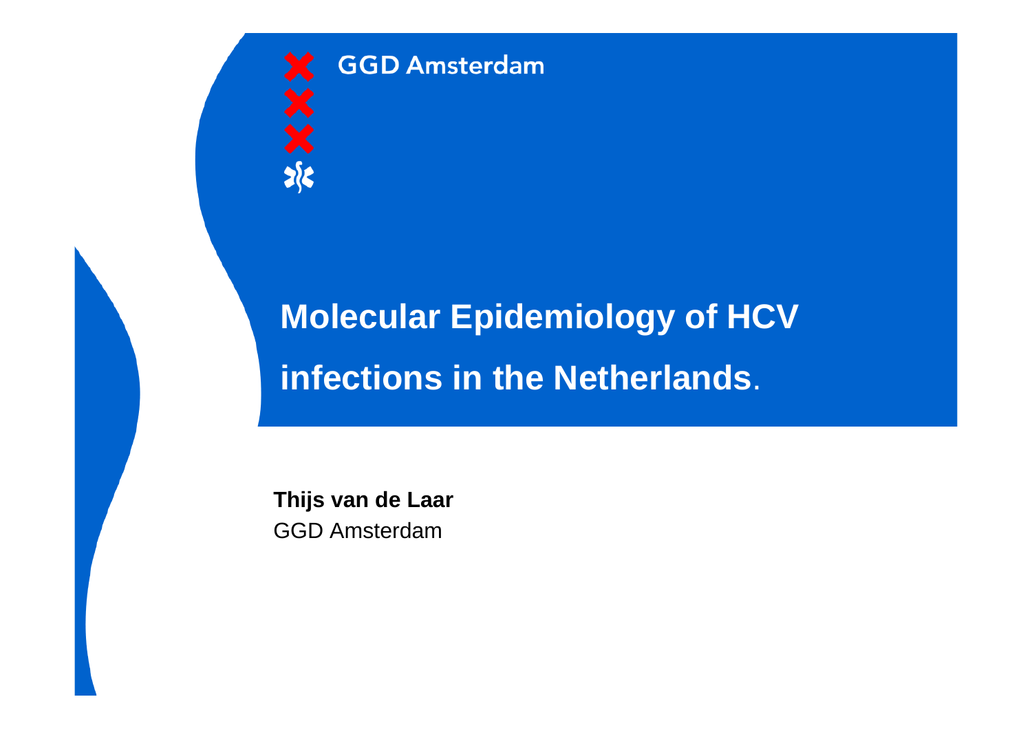GGD Amsterdam

# Molecular Epidemiology of HCV infections in the Netherlands.

**Thijs van de Laar**
GGD Amsterdam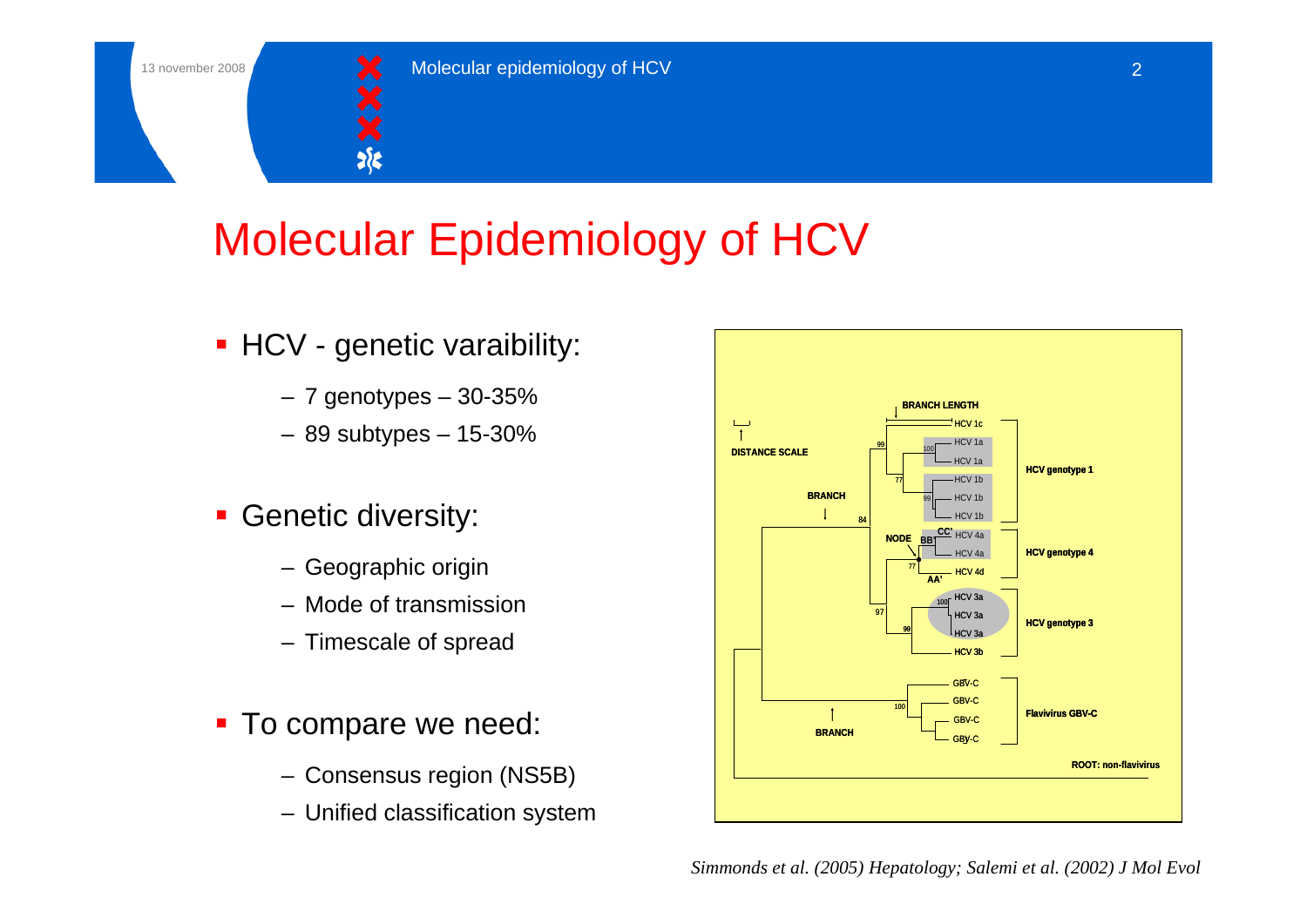# Molecular Epidemiology of HCV

- HCV - genetic varaibility:
  - 7 genotypes – 30-35%
  - 89 subtypes – 15-30%
- Genetic diversity:
  - Geographic origin
  - Mode of transmission
  - Timescale of spread
- To compare we need:
  - Consensus region (NS5B)
  - Unified classification system

*Simmonds et al. (2005) Hepatology; Salemi et al. (2002) J Mol Evol*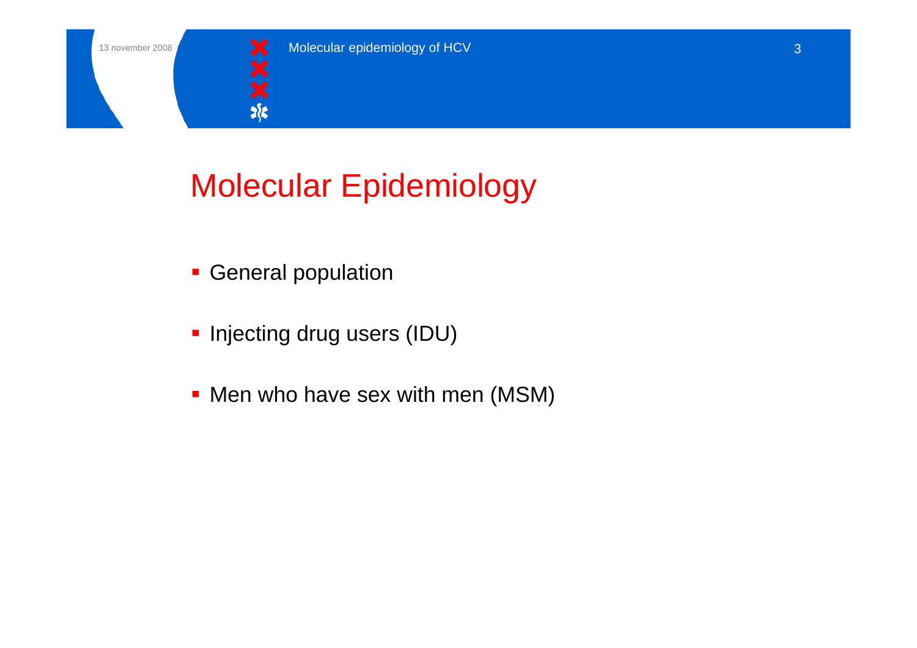# Molecular Epidemiology

- General population
- Injecting drug users (IDU)
- Men who have sex with men (MSM)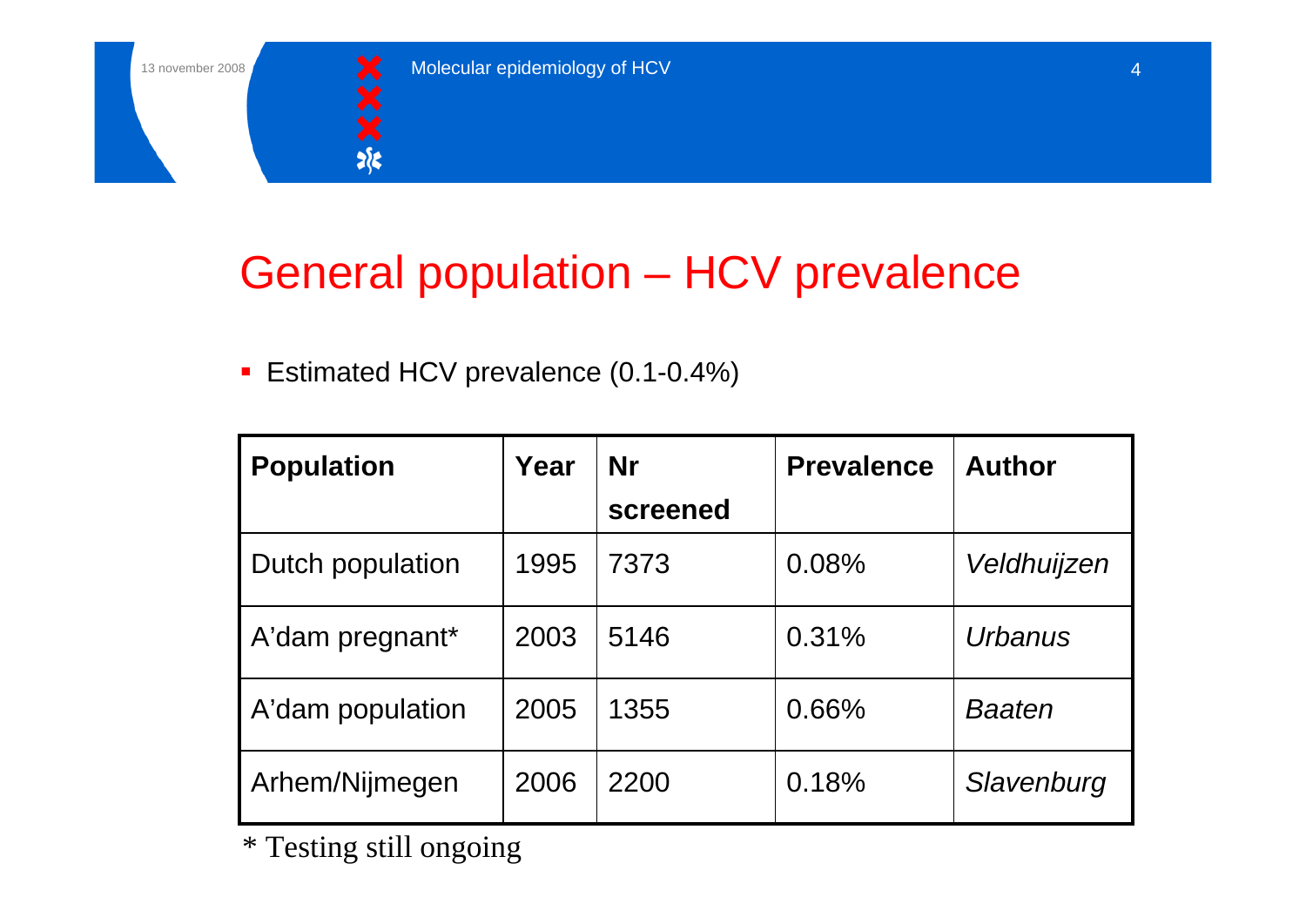# General population – HCV prevalence

- Estimated HCV prevalence (0.1-0.4%)

| Population | Year | Nr screened | Prevalence | Author |
|---|---|---|---|---|
| Dutch population | 1995 | 7373 | 0.08% | *Veldhuijzen* |
| A'dam pregnant* | 2003 | 5146 | 0.31% | *Urbanus* |
| A'dam population | 2005 | 1355 | 0.66% | *Baaten* |
| Arhem/Nijmegen | 2006 | 2200 | 0.18% | *Slavenburg* |

* Testing still ongoing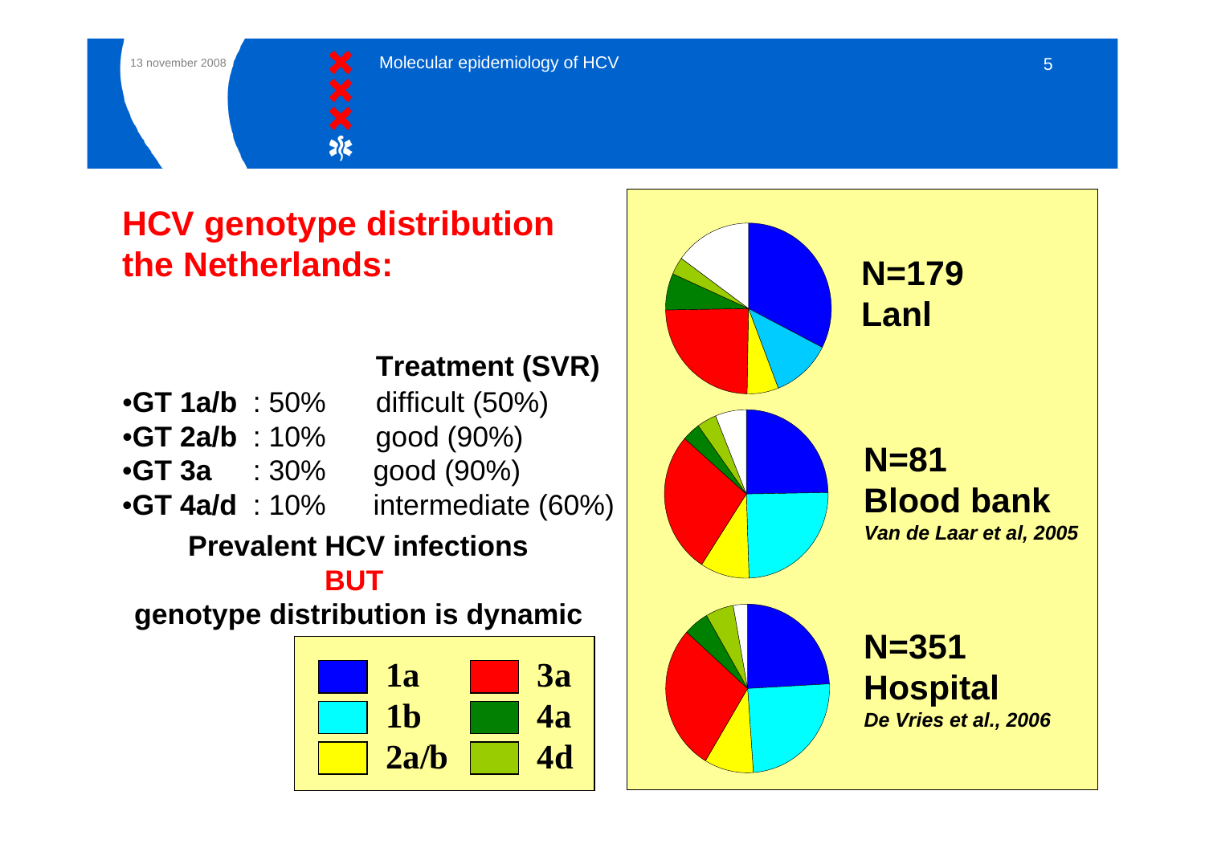## HCV genotype distribution the Netherlands:

| | | Treatment (SVR) |
|---|---|---|
| •**GT 1a/b** | : 50% | difficult (50%) |
| •**GT 2a/b** | : 10% | good (90%) |
| •**GT 3a** | : 30% | good (90%) |
| •**GT 4a/d** | : 10% | intermediate (60%) |

**Prevalent HCV infections**

**BUT**

**genotype distribution is dynamic**

| | | | |
|---|---|---|---|
| | 1a | | 3a |
| | 1b | | 4a |
| | 2a/b | | 4d |

**N=179**
**Lanl**

**N=81**
**Blood bank**
***Van de Laar et al, 2005***

**N=351**
**Hospital**
***De Vries et al., 2006***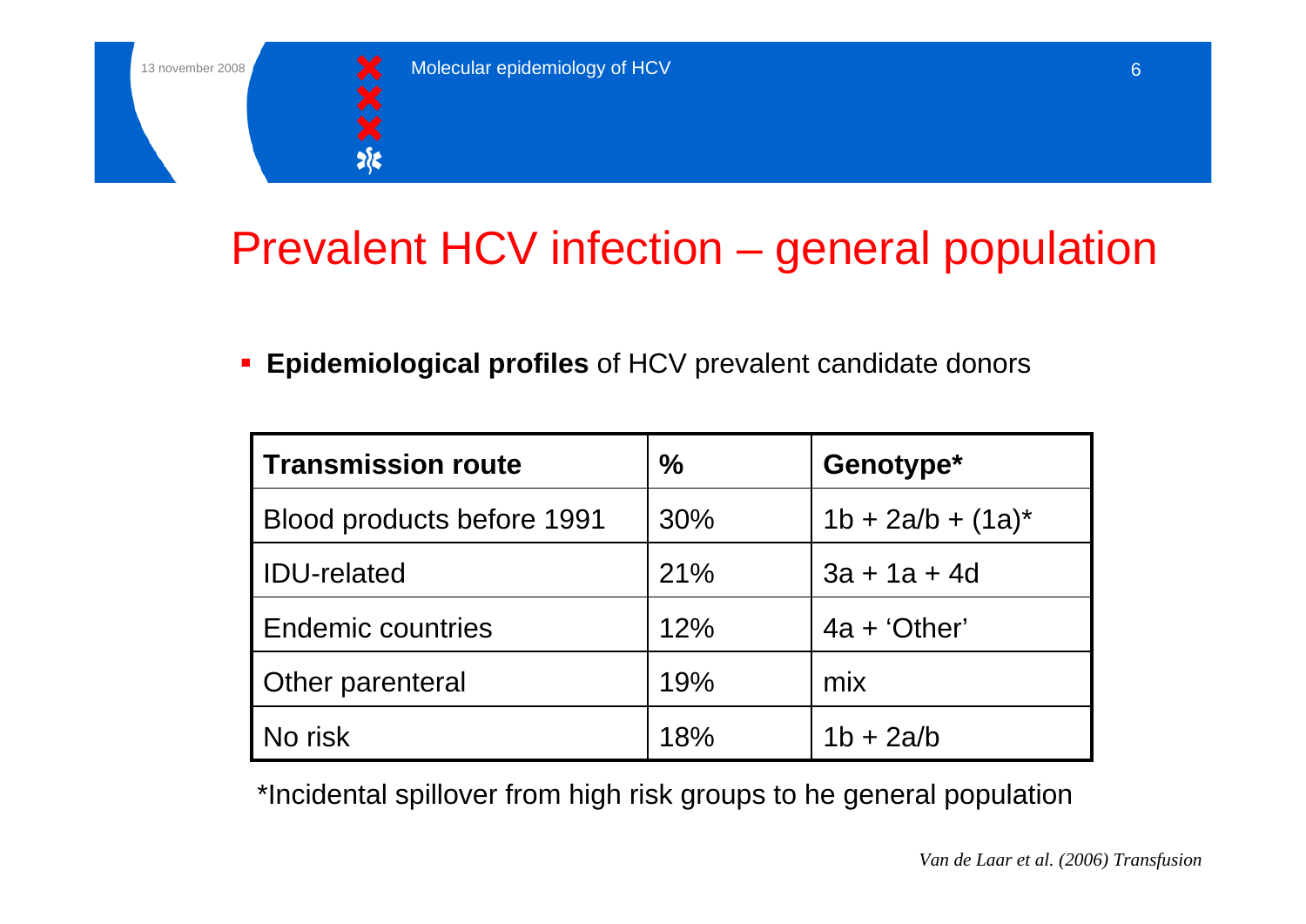# Prevalent HCV infection – general population

- **Epidemiological profiles** of HCV prevalent candidate donors

| Transmission route | % | Genotype* |
| --- | --- | --- |
| Blood products before 1991 | 30% | 1b + 2a/b + (1a)* |
| IDU-related | 21% | 3a + 1a + 4d |
| Endemic countries | 12% | 4a + 'Other' |
| Other parenteral | 19% | mix |
| No risk | 18% | 1b + 2a/b |

*Incidental spillover from high risk groups to he general population

*Van de Laar et al. (2006) Transfusion*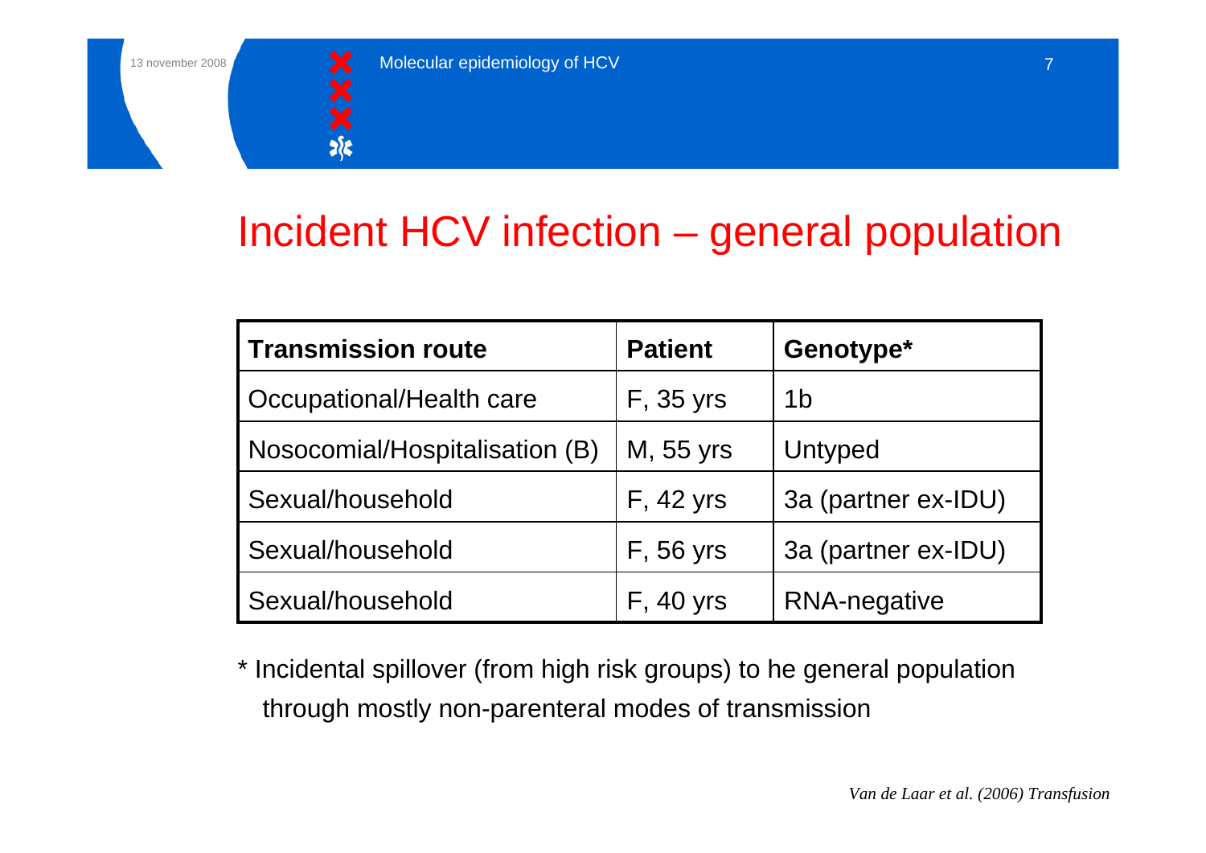# Incident HCV infection – general population

| Transmission route | Patient | Genotype* |
|---|---|---|
| Occupational/Health care | F, 35 yrs | 1b |
| Nosocomial/Hospitalisation (B) | M, 55 yrs | Untyped |
| Sexual/household | F, 42 yrs | 3a (partner ex-IDU) |
| Sexual/household | F, 56 yrs | 3a (partner ex-IDU) |
| Sexual/household | F, 40 yrs | RNA-negative |

* Incidental spillover (from high risk groups) to he general population through mostly non-parenteral modes of transmission

*Van de Laar et al. (2006) Transfusion*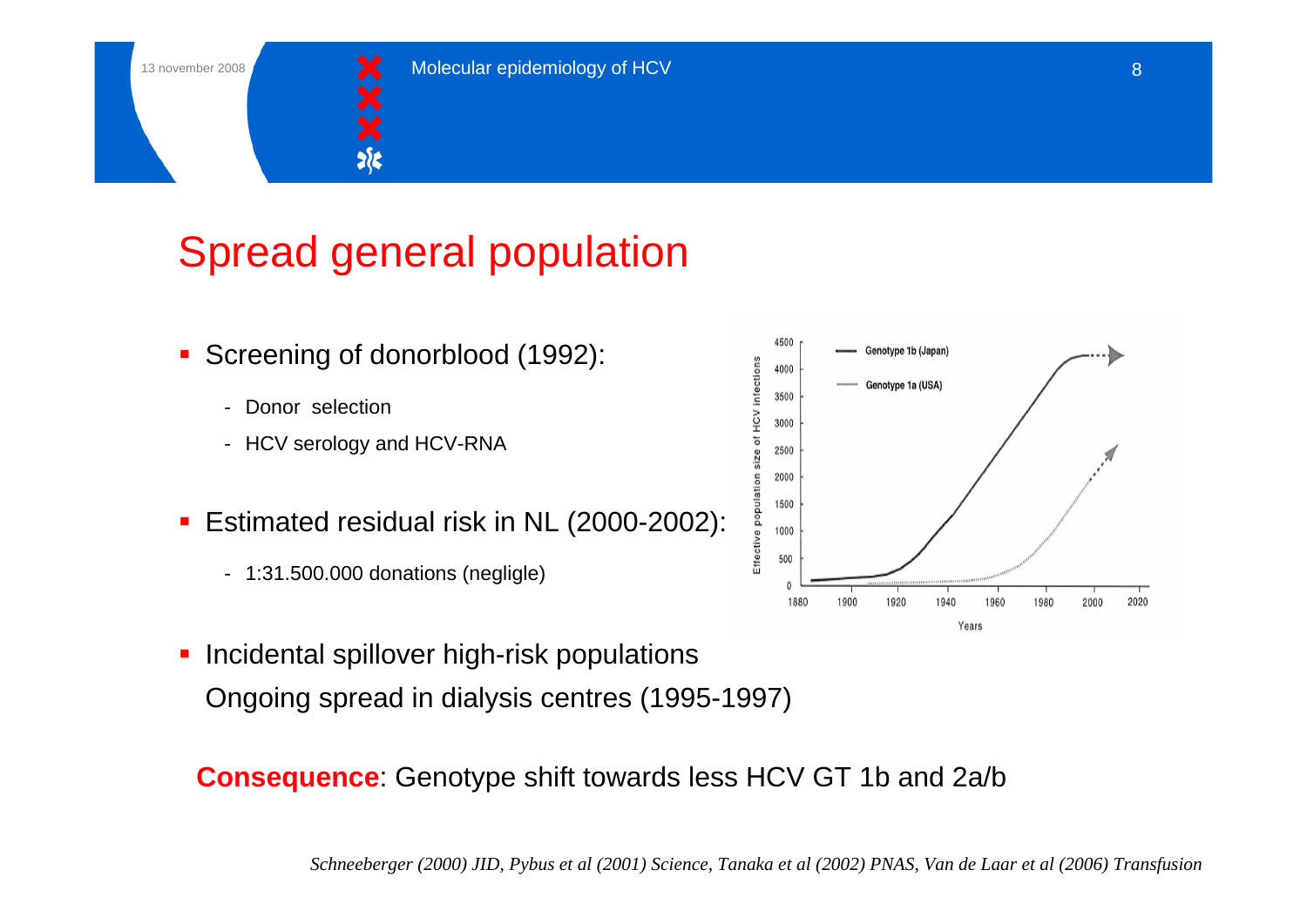# Spread general population

- Screening of donorblood (1992):
  - Donor selection
  - HCV serology and HCV-RNA
- Estimated residual risk in NL (2000-2002):
  - 1:31.500.000 donations (neglige)
- Incidental spillover high-risk populations
  Ongoing spread in dialysis centres (1995-1997)

**Consequence**: Genotype shift towards less HCV GT 1b and 2a/b

*Schneeberger (2000) JID, Pybus et al (2001) Science, Tanaka et al (2002) PNAS, Van de Laar et al (2006) Transfusion*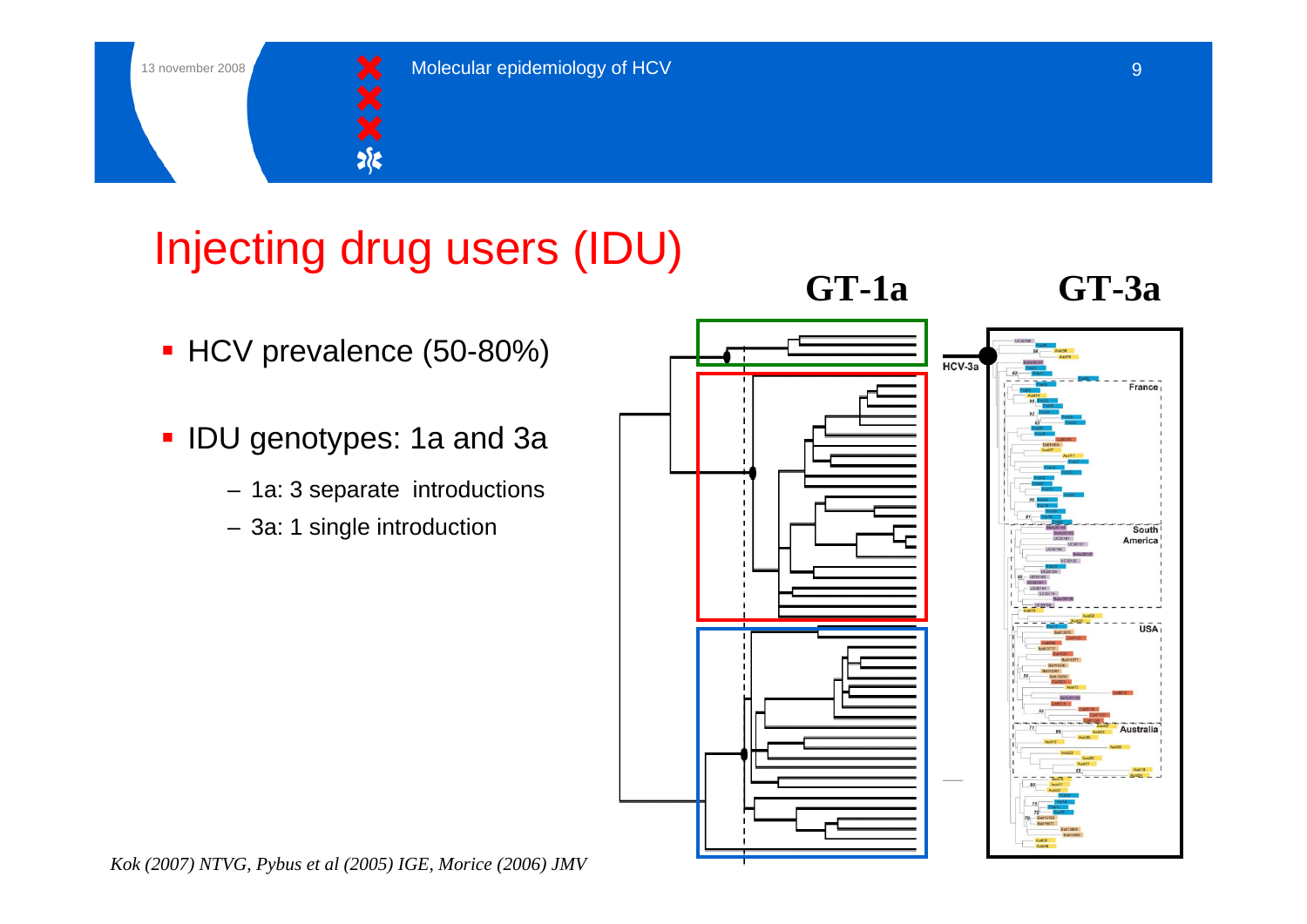# Injecting drug users (IDU)

- HCV prevalence (50-80%)
- IDU genotypes: 1a and 3a
  - 1a: 3 separate introductions
  - 3a: 1 single introduction

**GT-1a** **GT-3a**

*Kok (2007) NTVG, Pybus et al (2005) IGE, Morice (2006) JMV*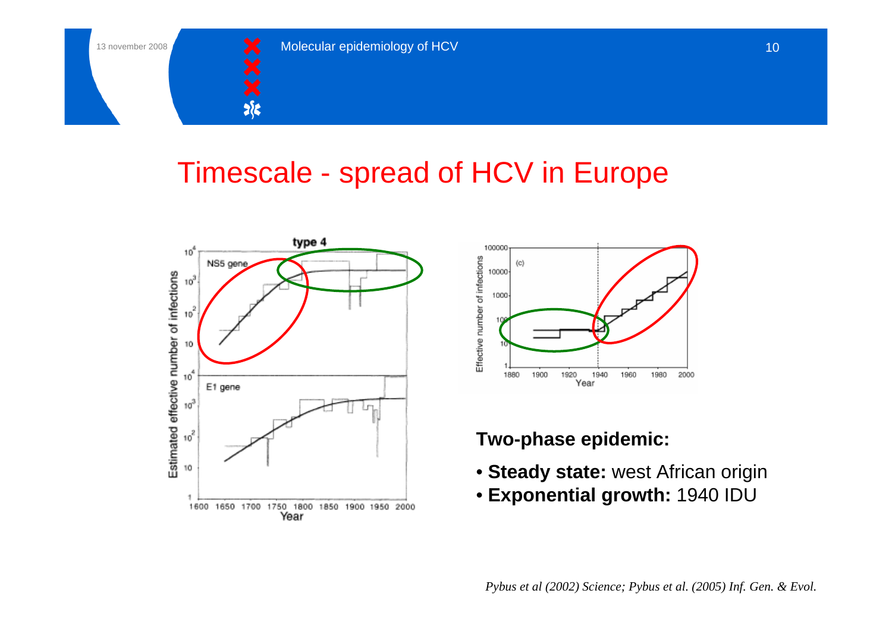# Timescale - spread of HCV in Europe

**Two-phase epidemic:**

- **Steady state:** west African origin
- **Exponential growth:** 1940 IDU

*Pybus et al (2002) Science; Pybus et al. (2005) Inf. Gen. & Evol.*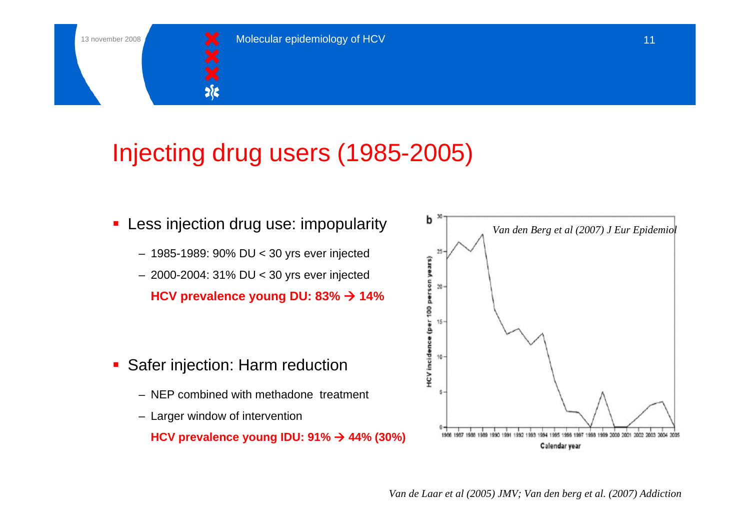# Injecting drug users (1985-2005)

- Less injection drug use: impopularity
  - 1985-1989: 90% DU < 30 yrs ever injected
  - 2000-2004: 31% DU < 30 yrs ever injected

  **HCV prevalence young DU: 83% → 14%**

- Safer injection: Harm reduction
  - NEP combined with methadone treatment
  - Larger window of intervention

  **HCV prevalence young IDU: 91% → 44% (30%)**

*Van den Berg et al (2007) J Eur Epidemiol*

*Van de Laar et al (2005) JMV; Van den berg et al. (2007) Addiction*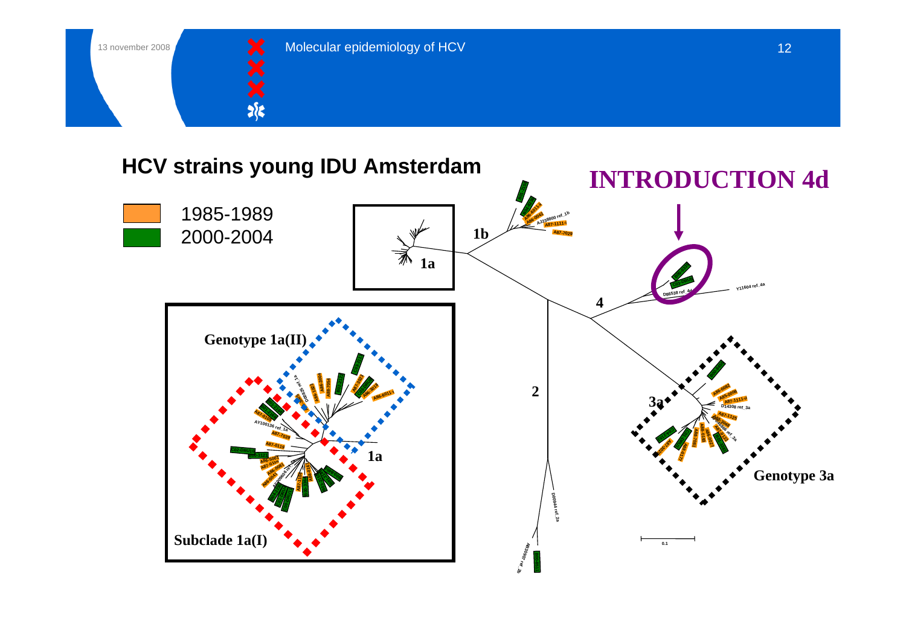## HCV strains young IDU Amsterdam

- 1985-1989
- 2000-2004

**INTRODUCTION 4d**

1a

1b

4

2

3a

Genotype 1a(II)

Subclade 1a(I)

1a

Genotype 3a

0.1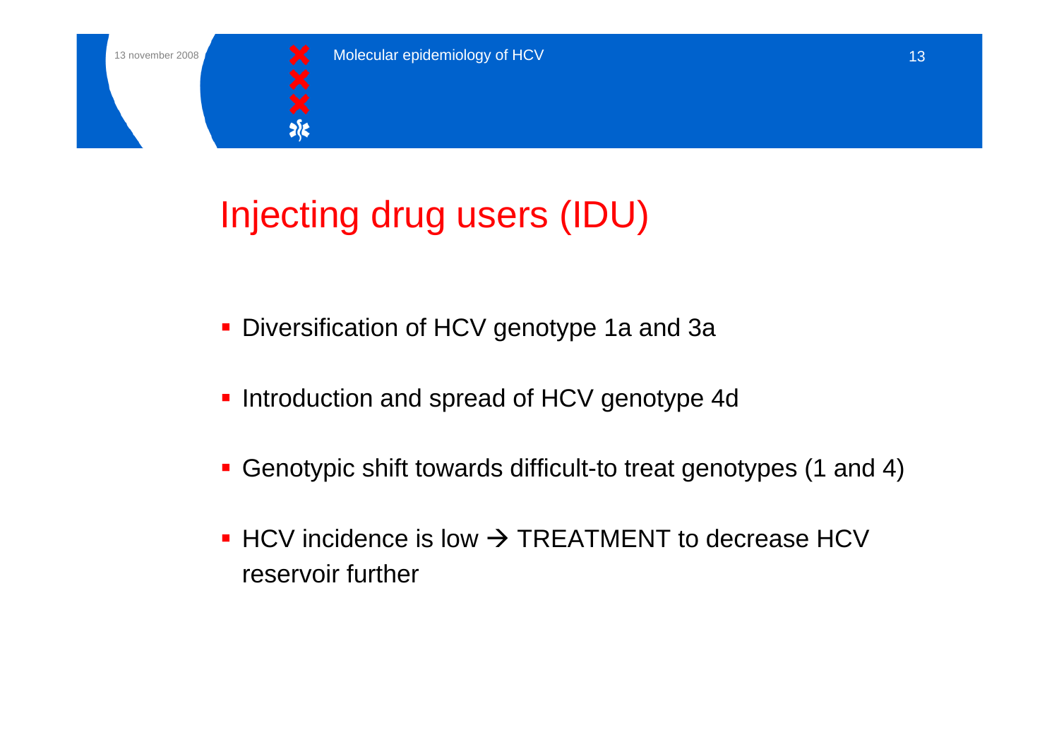# Injecting drug users (IDU)

- Diversification of HCV genotype 1a and 3a
- Introduction and spread of HCV genotype 4d
- Genotypic shift towards difficult-to treat genotypes (1 and 4)
- HCV incidence is low → TREATMENT to decrease HCV reservoir further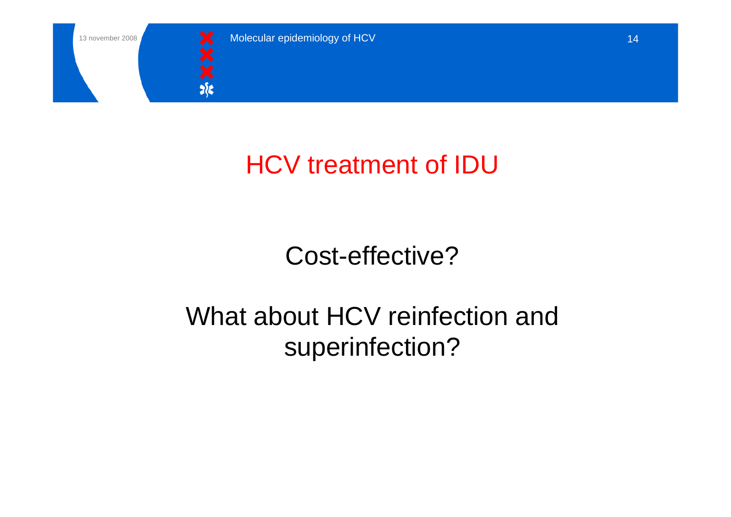# HCV treatment of IDU

Cost-effective?

What about HCV reinfection and superinfection?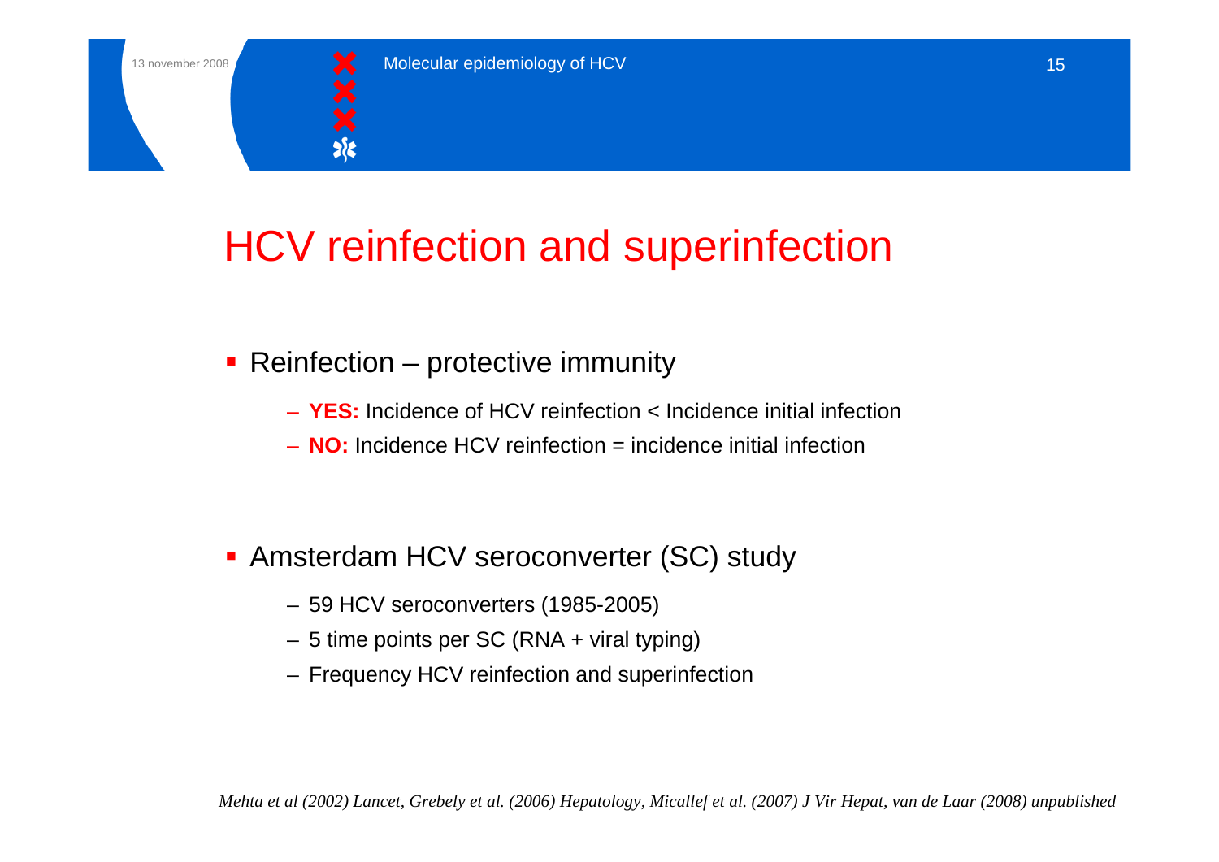# HCV reinfection and superinfection

- Reinfection – protective immunity
  - **YES:** Incidence of HCV reinfection < Incidence initial infection
  - **NO:** Incidence HCV reinfection = incidence initial infection

- Amsterdam HCV seroconverter (SC) study
  - 59 HCV seroconverters (1985-2005)
  - 5 time points per SC (RNA + viral typing)
  - Frequency HCV reinfection and superinfection

*Mehta et al (2002) Lancet, Grebely et al. (2006) Hepatology, Micallef et al. (2007) J Vir Hepat, van de Laar (2008) unpublished*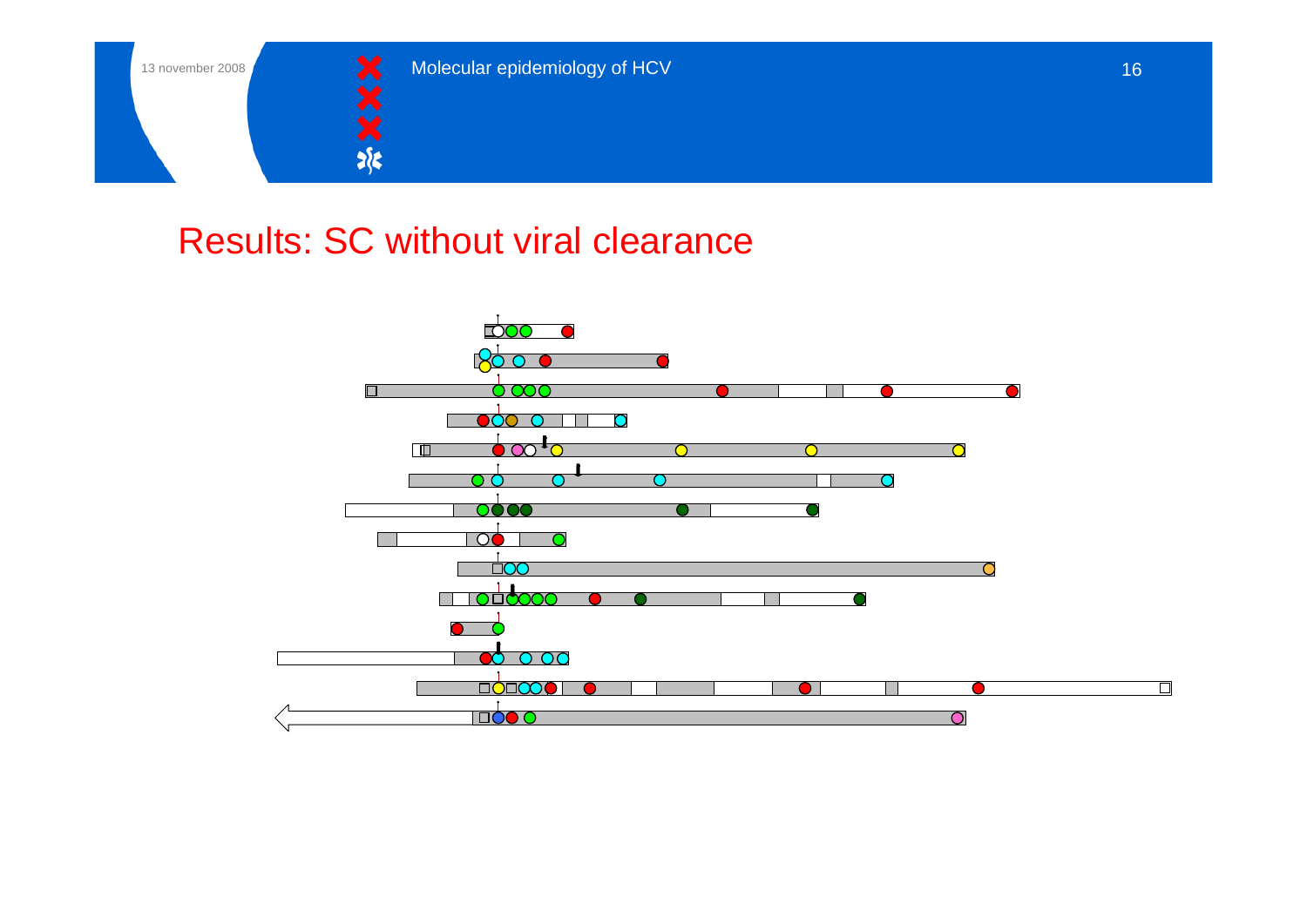# Results: SC without viral clearance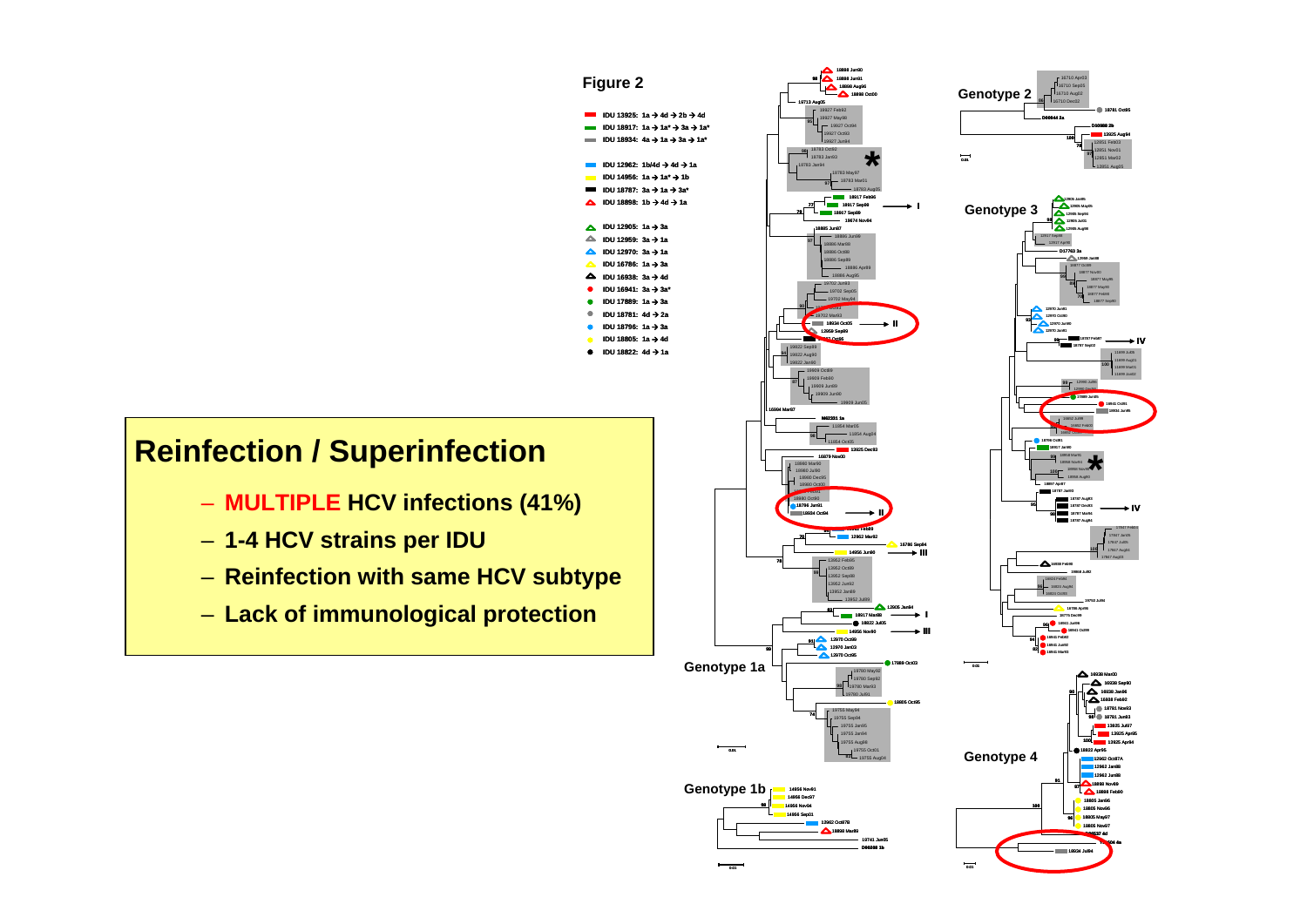## Figure 2

- IDU 13925: 1a → 4d → 2b → 4d
- IDU 18917: 1a → 1a* → 3a → 1a*
- IDU 18934: 4a → 1a → 3a → 1a*
- IDU 12962: 1b/4d → 4d → 1a
- IDU 14956: 1a → 1a* → 1b
- IDU 18787: 3a → 1a → 3a*
- IDU 18898: 1b → 4d → 1a
- IDU 12905: 1a → 3a
- IDU 12959: 3a → 1a
- IDU 12970: 3a → 1a
- IDU 16786: 1a → 3a
- IDU 16938: 3a → 4d
- IDU 16941: 3a → 3a*
- IDU 17889: 1a → 3a
- IDU 18781: 4d → 2a
- IDU 18796: 1a → 3a
- IDU 18805: 1a → 4d
- IDU 18822: 4d → 1a

# Reinfection / Superinfection

- **MULTIPLE HCV infections (41%)**
- **1-4 HCV strains per IDU**
- **Reinfection with same HCV subtype**
- **Lack of immunological protection**

Genotype 1a

Genotype 1b

Genotype 2

Genotype 3

Genotype 4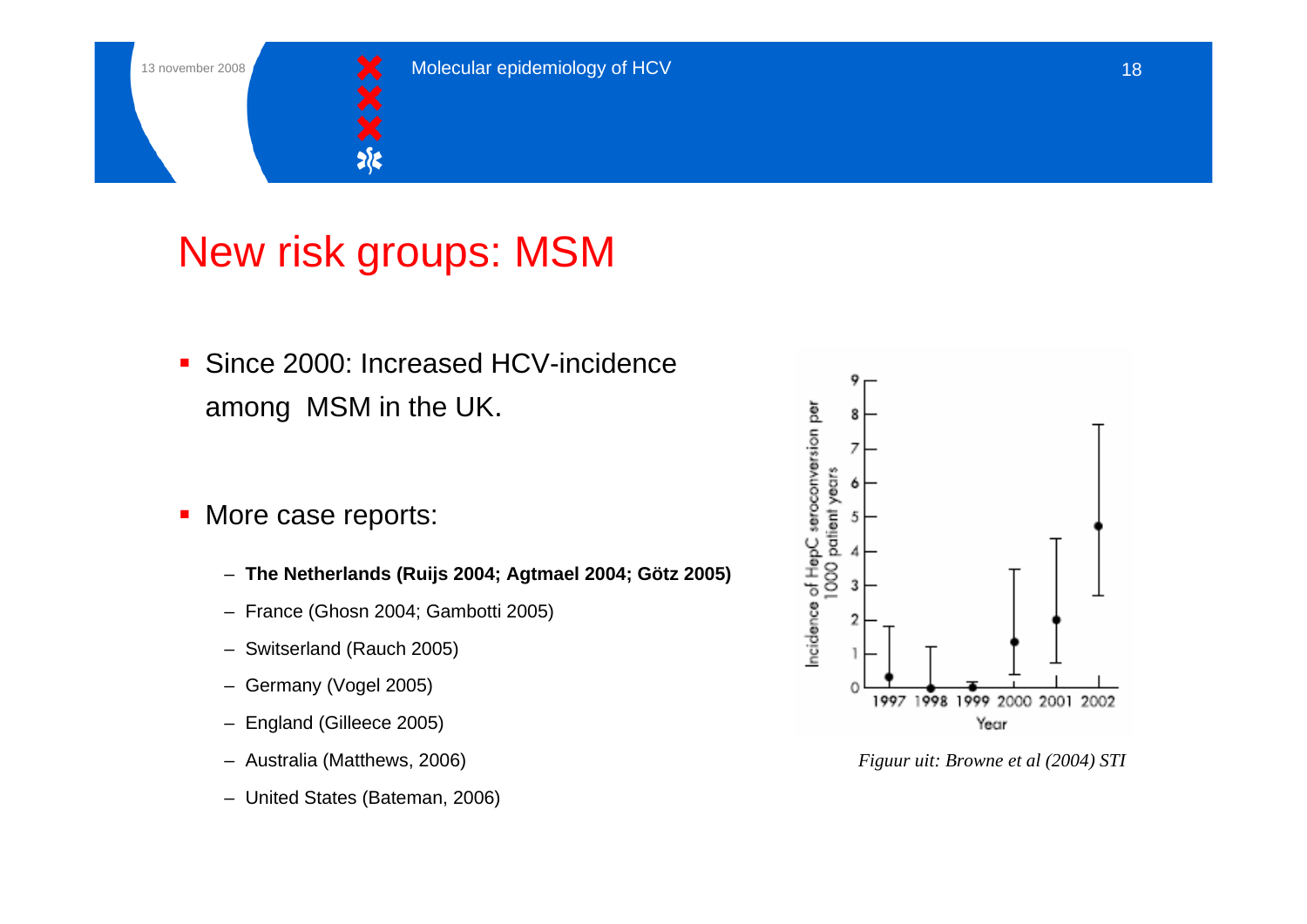# New risk groups: MSM

- Since 2000: Increased HCV-incidence among MSM in the UK.

- More case reports:
  - **The Netherlands (Ruijs 2004; Agtmael 2004; Götz 2005)**
  - France (Ghosn 2004; Gambotti 2005)
  - Switzerland (Rauch 2005)
  - Germany (Vogel 2005)
  - England (Gilleece 2005)
  - Australia (Matthews, 2006)
  - United States (Bateman, 2006)

*Figuur uit: Browne et al (2004) STI*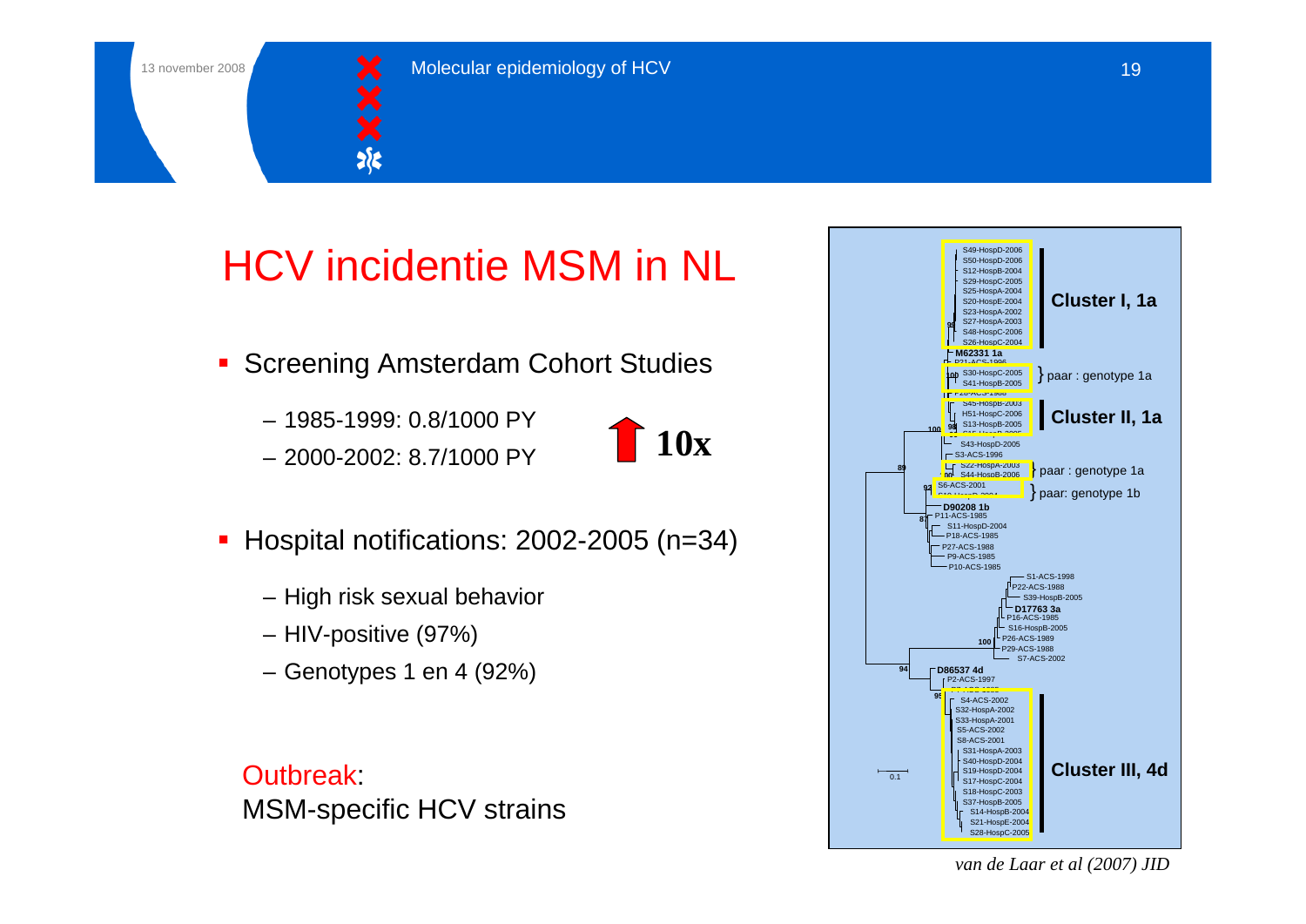# HCV incidentie MSM in NL

- Screening Amsterdam Cohort Studies
  - 1985-1999: 0.8/1000 PY
  - 2000-2002: 8.7/1000 PY

  **10x**

- Hospital notifications: 2002-2005 (n=34)
  - High risk sexual behavior
  - HIV-positive (97%)
  - Genotypes 1 en 4 (92%)

Outbreak:
MSM-specific HCV strains

Cluster I, 1a

paar : genotype 1a

Cluster II, 1a

paar : genotype 1a

paar: genotype 1b

Cluster III, 4d

*van de Laar et al (2007) JID*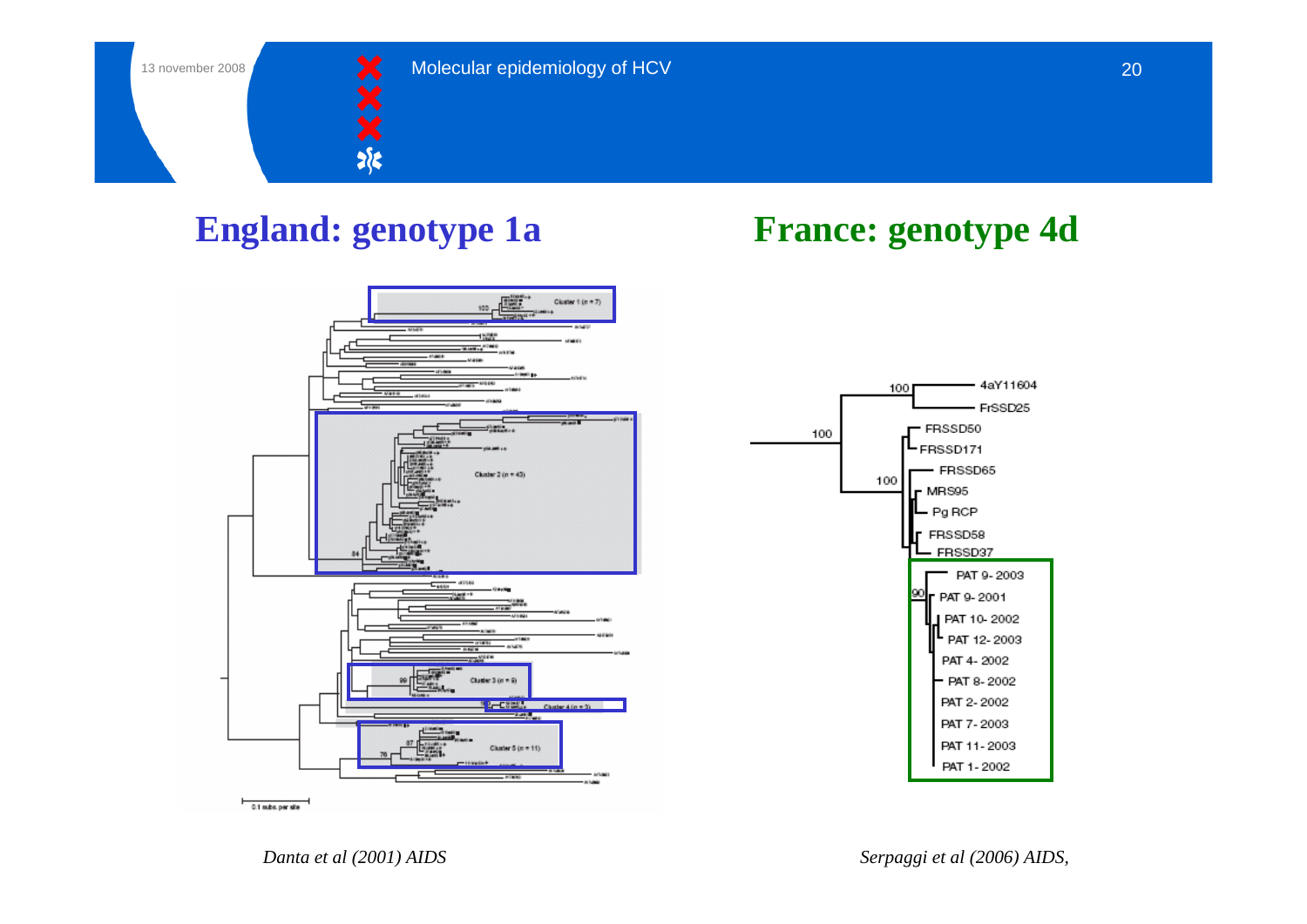## England: genotype 1a

## France: genotype 4d

Cluster 1 (n = 7)

Cluster 2 (n = 43)

Cluster 3 (n = 5)

Cluster 4 (n = 3)

Cluster 5 (n = 11)

0.1 subs. per site

100

100

100

4aY11604

FrSSD25

FRSSD50

FRSSD171

FRSSD65

MRS95

Pg RCP

FRSSD58

FRSSD37

PAT 9- 2003

90

PAT 9- 2001

PAT 10- 2002

PAT 12- 2003

PAT 4- 2002

PAT 8- 2002

PAT 2- 2002

PAT 7- 2003

PAT 11- 2003

PAT 1- 2002

*Danta et al (2001) AIDS*

*Serpaggi et al (2006) AIDS,*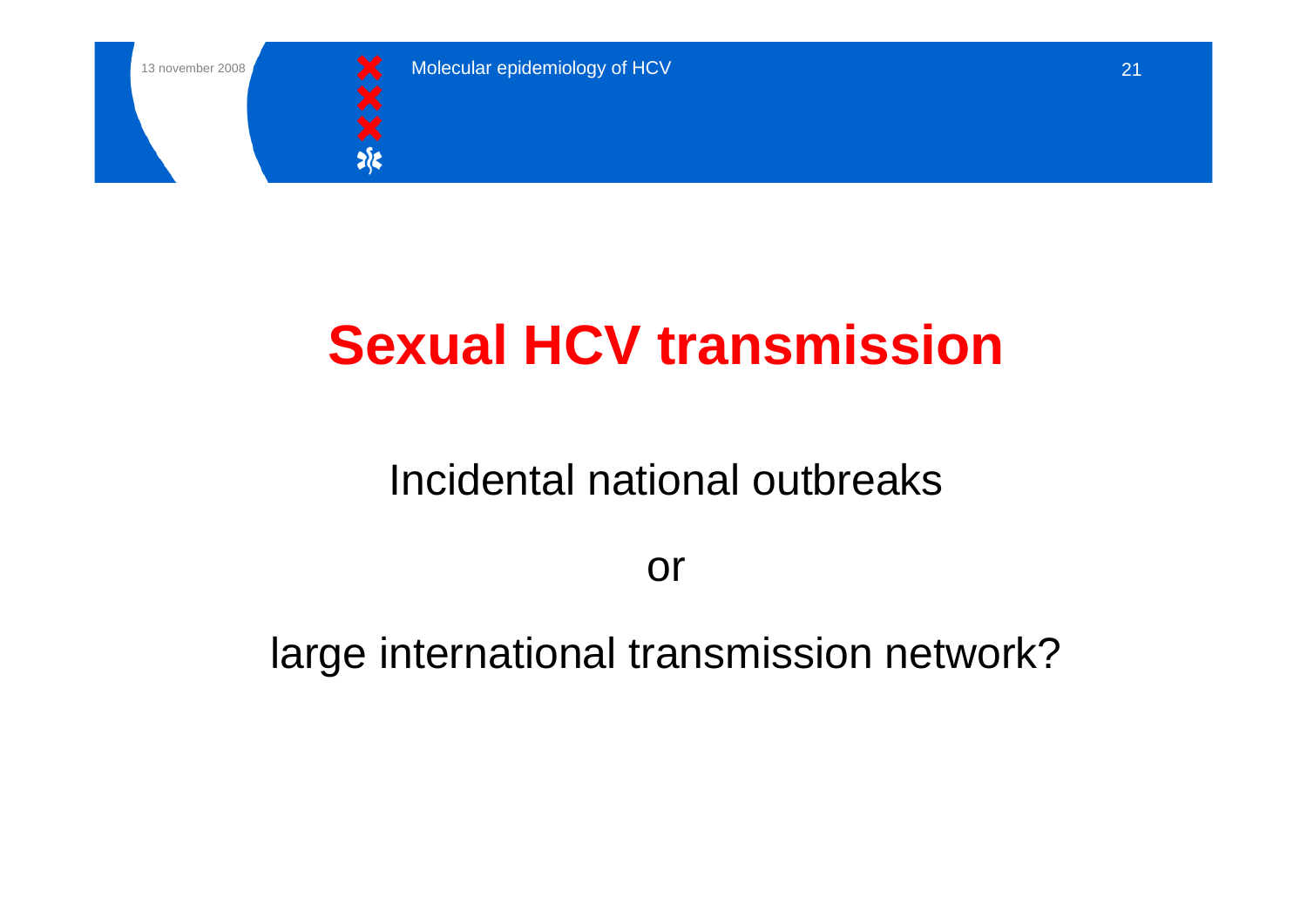# Sexual HCV transmission

Incidental national outbreaks

or

large international transmission network?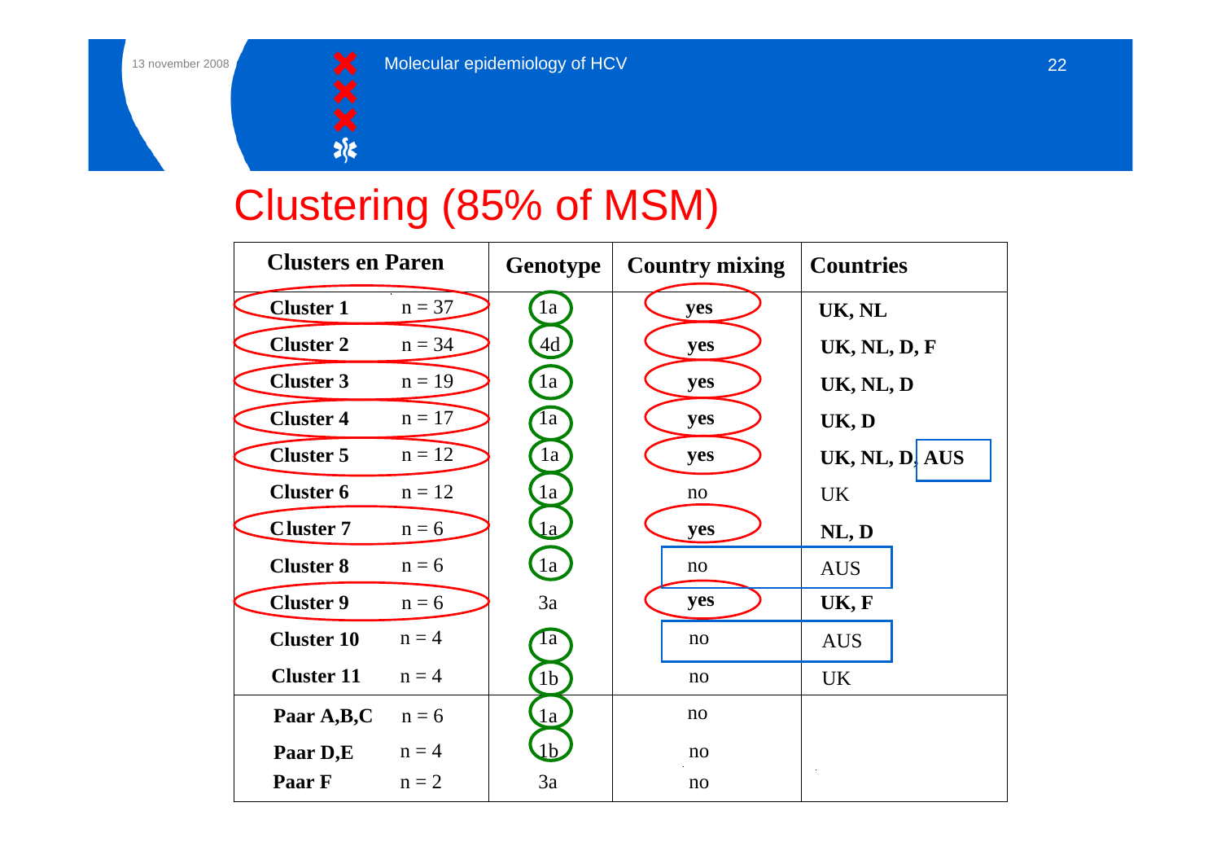# Clustering (85% of MSM)

| Clusters en Paren | | Genotype | Country mixing | Countries |
|---|---|---|---|---|
| **Cluster 1** | n = 37 | 1a | **yes** | **UK, NL** |
| **Cluster 2** | n = 34 | 4d | **yes** | **UK, NL, D, F** |
| **Cluster 3** | n = 19 | 1a | **yes** | **UK, NL, D** |
| **Cluster 4** | n = 17 | 1a | **yes** | **UK, D** |
| **Cluster 5** | n = 12 | 1a | **yes** | **UK, NL, D, AUS** |
| **Cluster 6** | n = 12 | 1a | no | UK |
| **Cluster 7** | n = 6 | 1a | **yes** | **NL, D** |
| **Cluster 8** | n = 6 | 1a | no | AUS |
| **Cluster 9** | n = 6 | 3a | **yes** | **UK, F** |
| **Cluster 10** | n = 4 | 1a | no | AUS |
| **Cluster 11** | n = 4 | 1b | no | UK |
| **Paar A,B,C** | n = 6 | 1a | no | |
| **Paar D,E** | n = 4 | 1b | no | |
| **Paar F** | n = 2 | 3a | no | |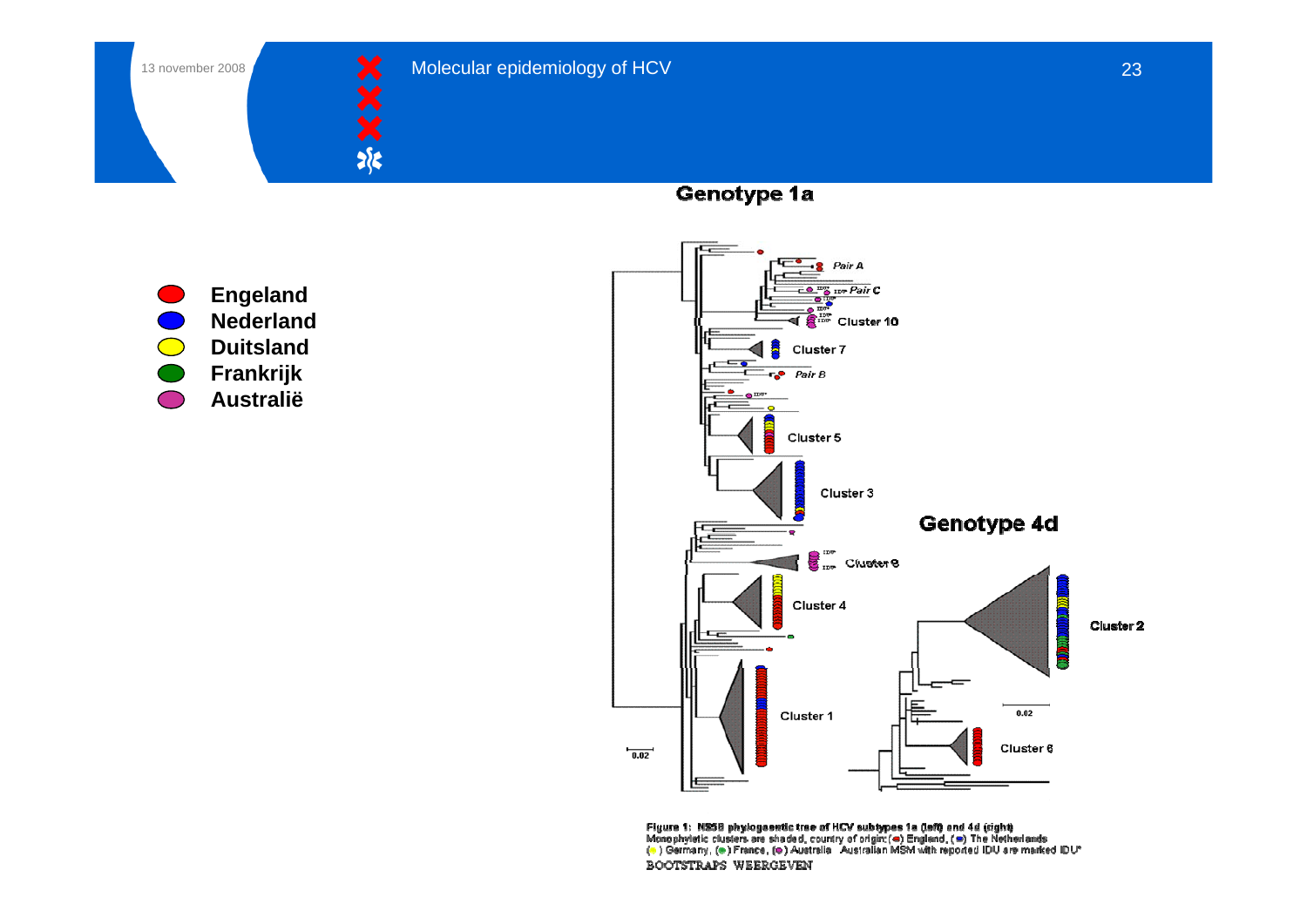## Genotype 1a

- Engeland
- Nederland
- Duitsland
- Frankrijk
- Australië

## Genotype 4d

Figure 1: NS5B phylogenetic tree of HCV subtypes 1a (left) and 4d (right)
Monophyletic clusters are shaded, country of origin: (●) England, (●) The Netherlands (●) Germany, (●) France, (●) Australia. Australian MSM with reported IDU are marked IDU*

BOOTSTRAPS WEERGEVEN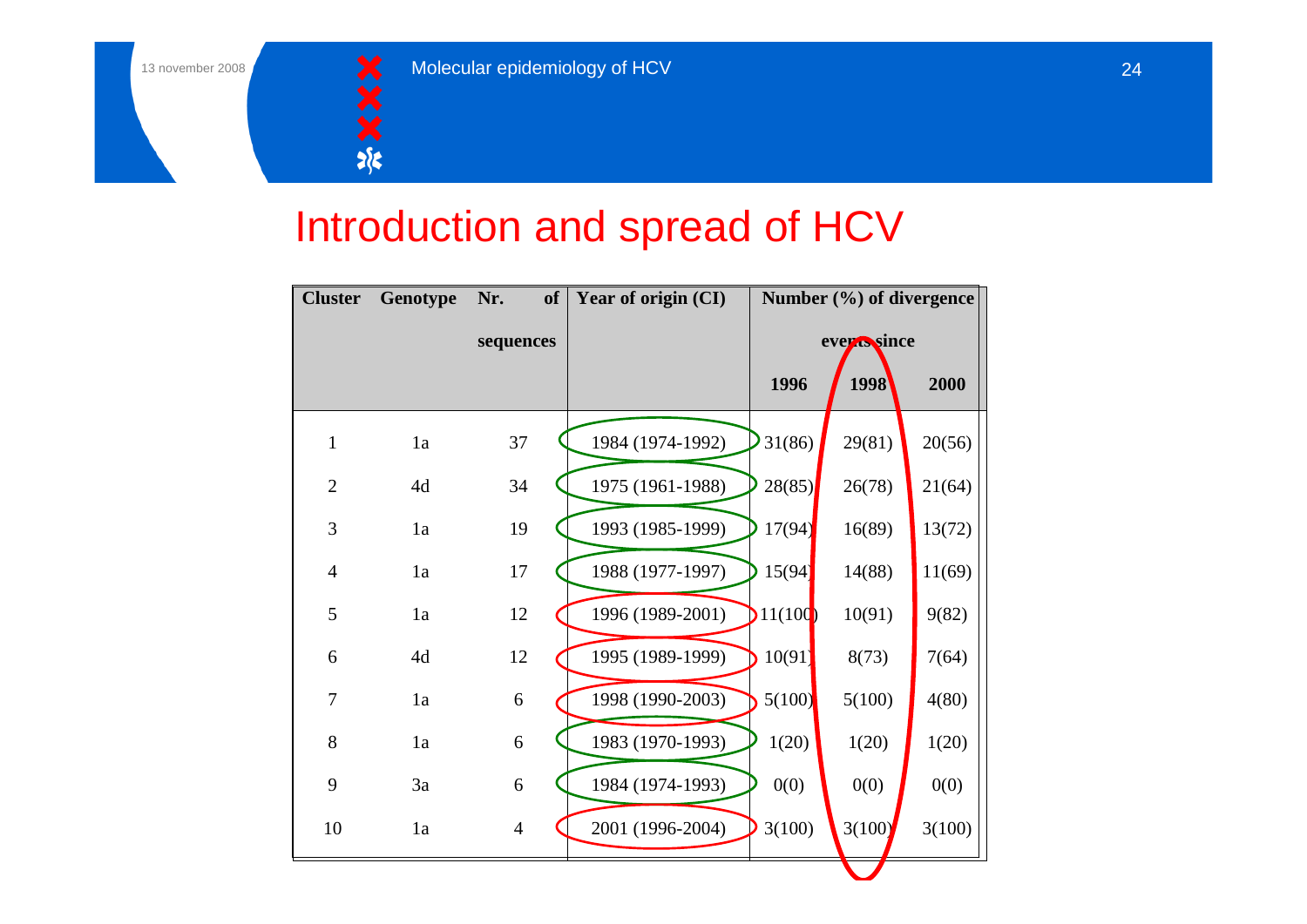# Introduction and spread of HCV

| Cluster | Genotype | Nr. of sequences | Year of origin (CI) | Number (%) of divergence events since | | |
|---|---|---|---|---|---|---|
| | | | | 1996 | 1998 | 2000 |
| 1 | 1a | 37 | 1984 (1974-1992) | 31(86) | 29(81) | 20(56) |
| 2 | 4d | 34 | 1975 (1961-1988) | 28(85) | 26(78) | 21(64) |
| 3 | 1a | 19 | 1993 (1985-1999) | 17(94) | 16(89) | 13(72) |
| 4 | 1a | 17 | 1988 (1977-1997) | 15(94) | 14(88) | 11(69) |
| 5 | 1a | 12 | 1996 (1989-2001) | 11(100) | 10(91) | 9(82) |
| 6 | 4d | 12 | 1995 (1989-1999) | 10(91) | 8(73) | 7(64) |
| 7 | 1a | 6 | 1998 (1990-2003) | 5(100) | 5(100) | 4(80) |
| 8 | 1a | 6 | 1983 (1970-1993) | 1(20) | 1(20) | 1(20) |
| 9 | 3a | 6 | 1984 (1974-1993) | 0(0) | 0(0) | 0(0) |
| 10 | 1a | 4 | 2001 (1996-2004) | 3(100) | 3(100) | 3(100) |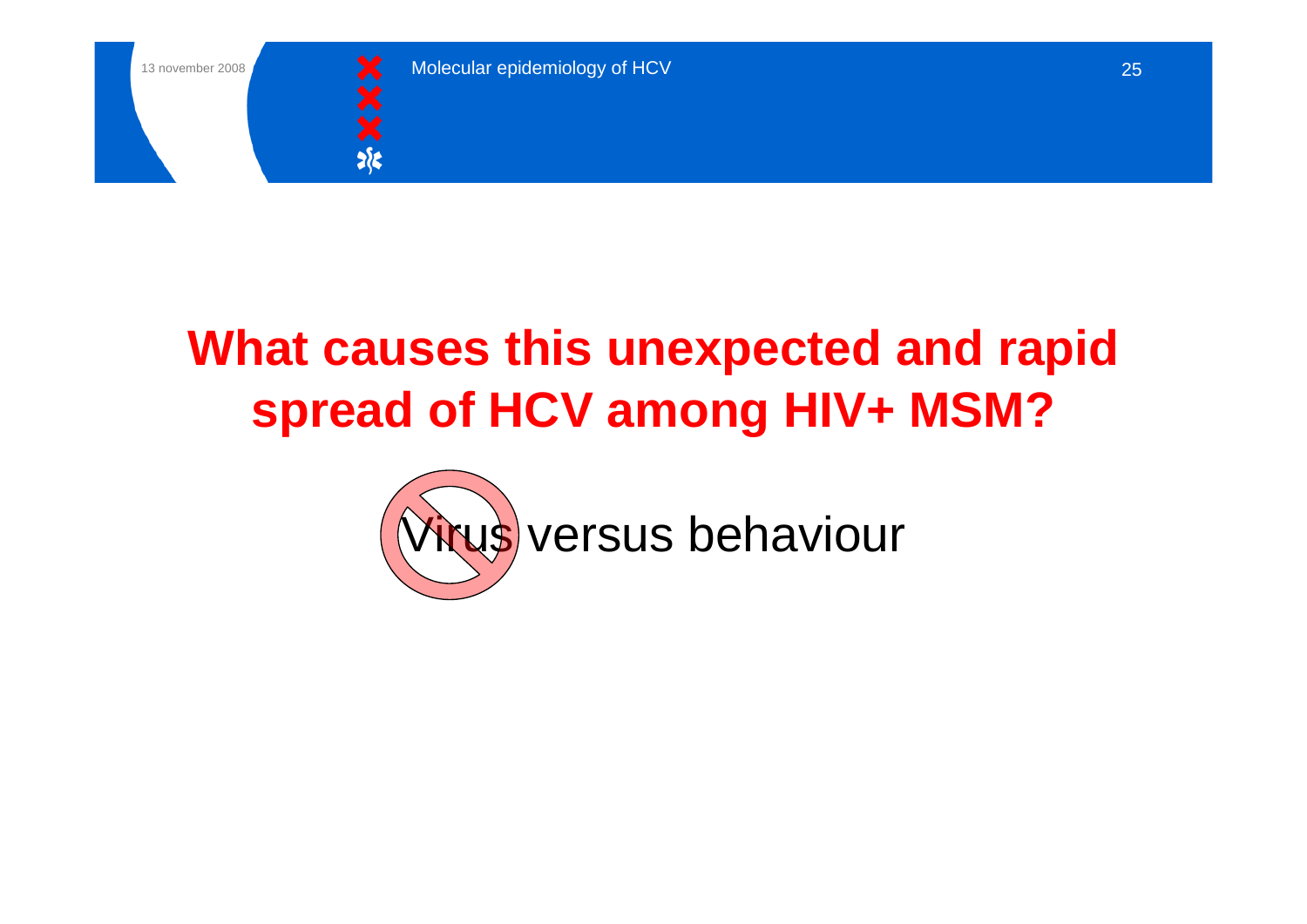# What causes this unexpected and rapid spread of HCV among HIV+ MSM?

Virus versus behaviour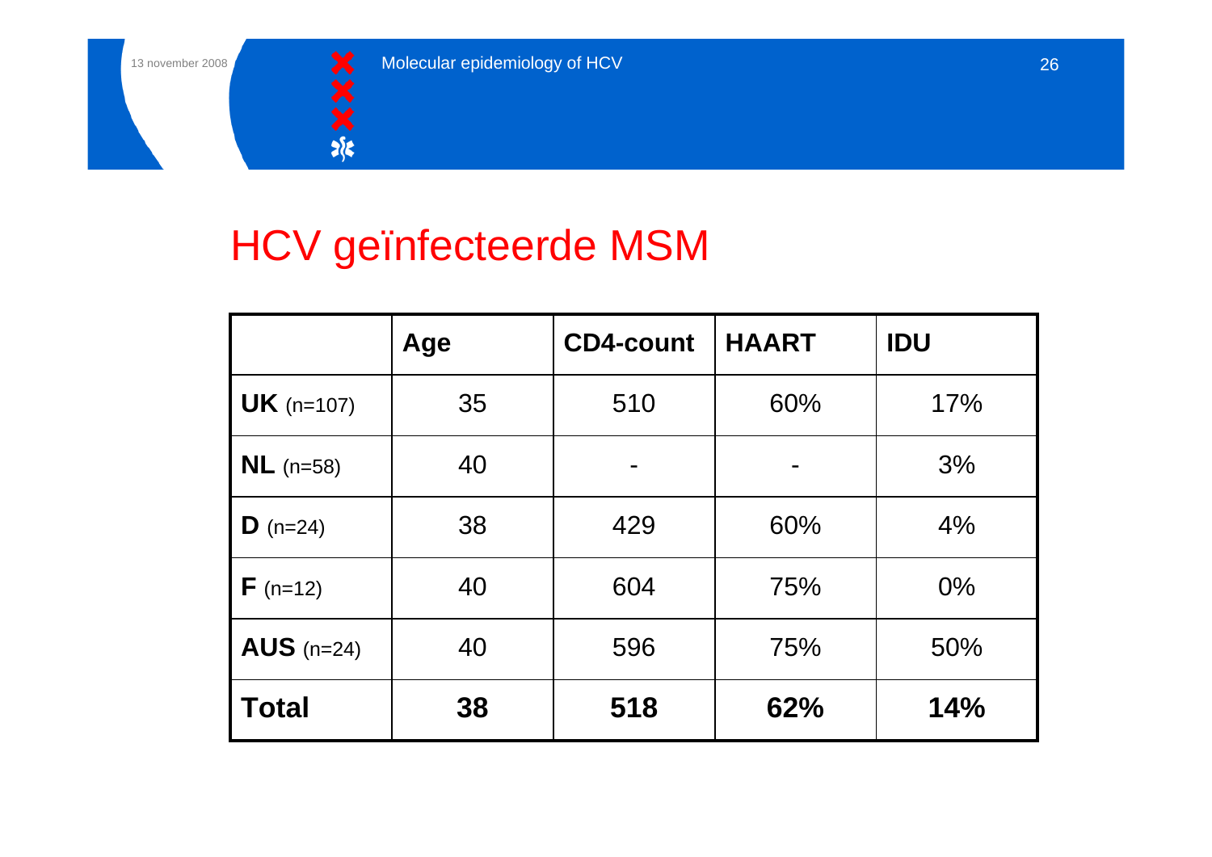# HCV geïnfecteerde MSM

| | Age | CD4-count | HAART | IDU |
|---|---|---|---|---|
| **UK** (n=107) | 35 | 510 | 60% | 17% |
| **NL** (n=58) | 40 | - | - | 3% |
| **D** (n=24) | 38 | 429 | 60% | 4% |
| **F** (n=12) | 40 | 604 | 75% | 0% |
| **AUS** (n=24) | 40 | 596 | 75% | 50% |
| **Total** | **38** | **518** | **62%** | **14%** |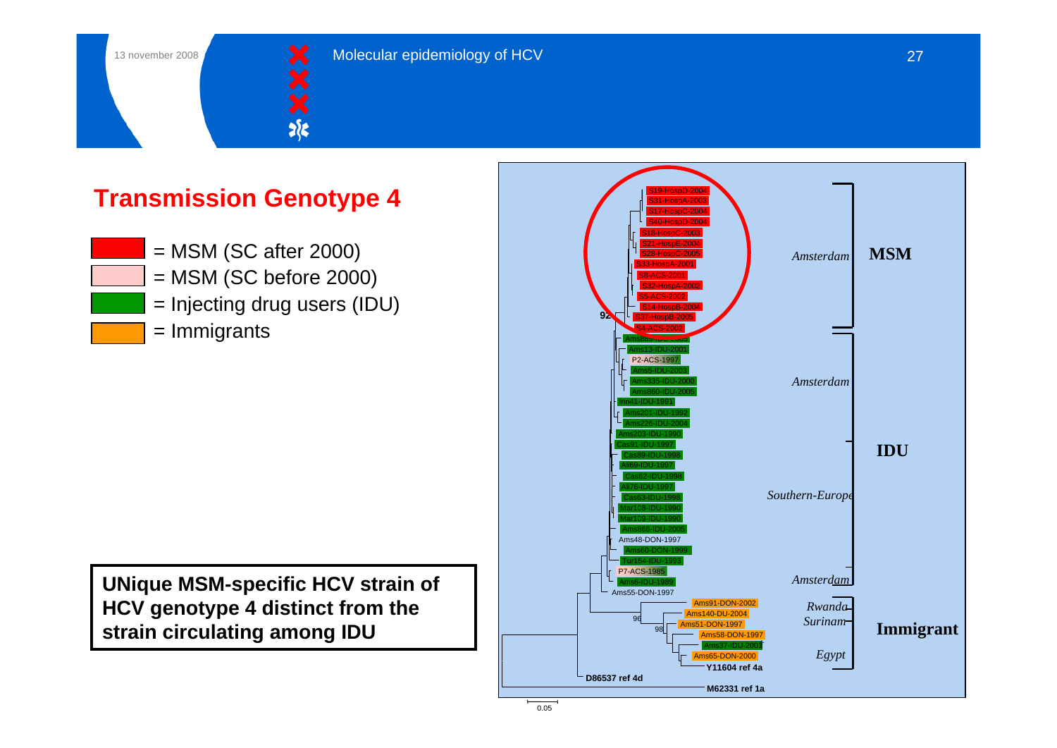# Transmission Genotype 4

- = MSM (SC after 2000)
- = MSM (SC before 2000)
- = Injecting drug users (IDU)
- = Immigrants

**UNique MSM-specific HCV strain of HCV genotype 4 distinct from the strain circulating among IDU**

S19-HospD-2004
S31-HospA-2003
S17-HospC-2004
S40-HospD-2004
S18-HospC-2003
S21-HospE-2004
S28-HospC-2005
S33-HospA-2001
S8-ACS-2001
S32-HospA-2002
S5-ACS-2002
S14-HospB-2004
S37-HospB-2005
S4-ACS-2002
Ams889-IDU-2005
Ams13-IDU-2001
P2-ACS-1997
Ams5-IDU-2003
Ams335-IDU-2000
Ams860-IDU-2005
Inn41-IDU-1991
Ams201-IDU-1992
Ams226-IDU-2004
Ams203-IDU-1990
Cas91-IDU-1997
Cas89-IDU-1998
Ali69-IDU-1997
Cas62-IDU-1998
Ali76-IDU-1997
Cas63-IDU-1998
Mar108-IDU-1990
Mar109-IDU-1990
Ams866-IDU-2005
Ams48-DON-1997
Ams60-DON-1999
Tur154-IDU-1993
P7-ACS-1985
Ams6-IDU-1989
Ams55-DON-1997
Ams91-DON-2002
Ams140-DU-2004
Ams51-DON-1997
Ams58-DON-1997
Ams37-IDU-2001
Ams65-DON-2000
Y11604 ref 4a
D86537 ref 4d
M62331 ref 1a

92, 96, 98

0.05

*Amsterdam* **MSM**
*Amsterdam*, *Southern-Europe*, *Amsterdam* **IDU**
*Rwanda*, *Surinam*, *Egypt* **Immigrant**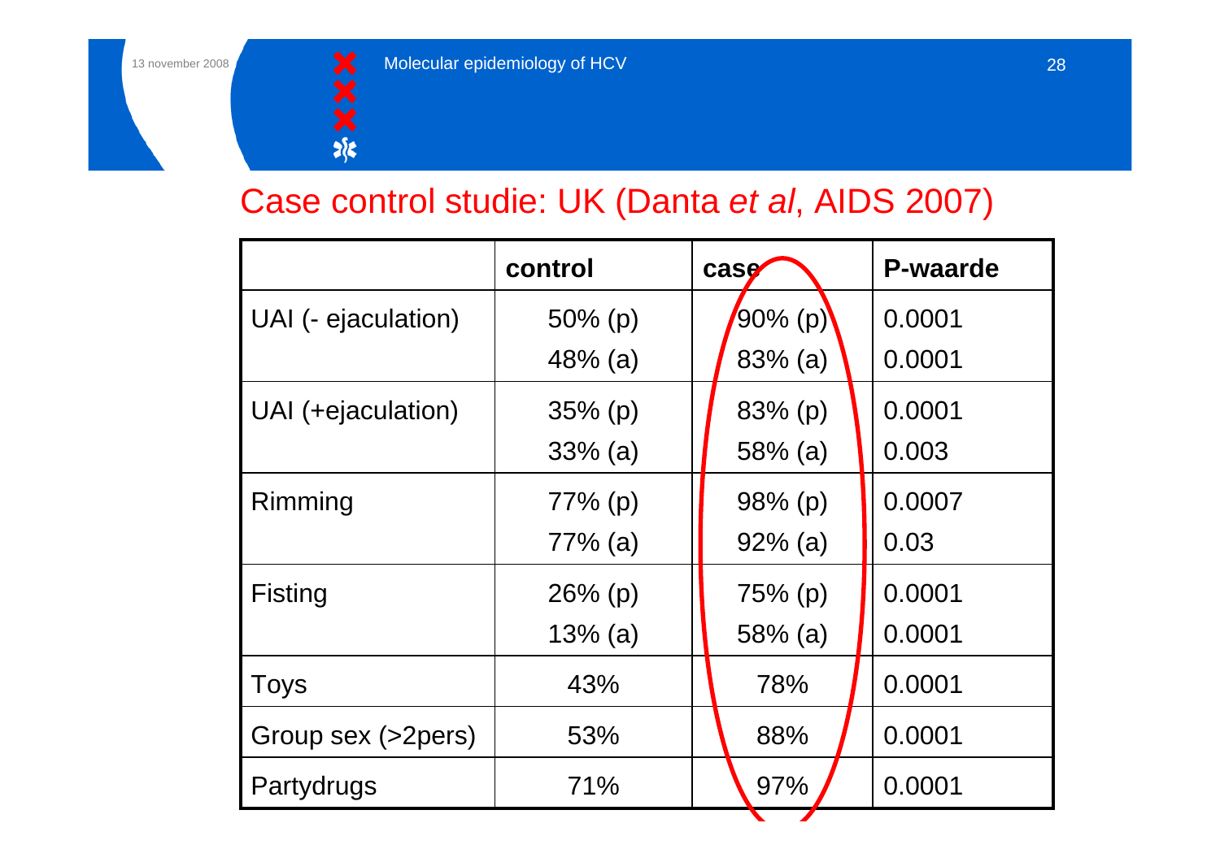# Case control studie: UK (Danta *et al*, AIDS 2007)

| | control | case | P-waarde |
|---|---|---|---|
| UAI (- ejaculation) | 50% (p)<br>48% (a) | 90% (p)<br>83% (a) | 0.0001<br>0.0001 |
| UAI (+ejaculation) | 35% (p)<br>33% (a) | 83% (p)<br>58% (a) | 0.0001<br>0.003 |
| Rimming | 77% (p)<br>77% (a) | 98% (p)<br>92% (a) | 0.0007<br>0.03 |
| Fisting | 26% (p)<br>13% (a) | 75% (p)<br>58% (a) | 0.0001<br>0.0001 |
| Toys | 43% | 78% | 0.0001 |
| Group sex (>2pers) | 53% | 88% | 0.0001 |
| Partydrugs | 71% | 97% | 0.0001 |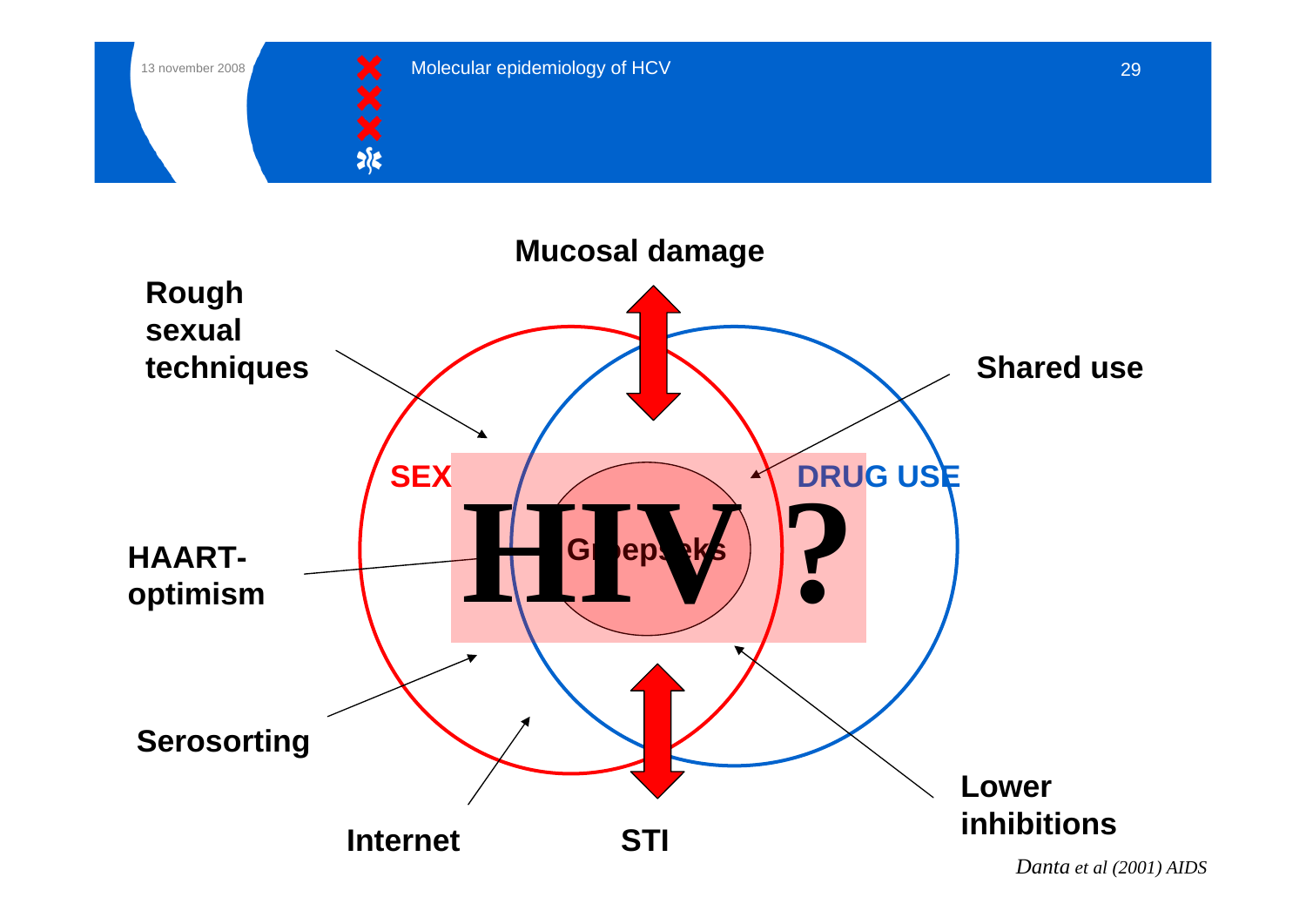Mucosal damage

Rough sexual techniques

Shared use

SEX

DRUG USE

# HIV ?

Groepseks

HAART-optimism

Serosorting

Internet

STI

Lower inhibitions

*Danta et al (2001) AIDS*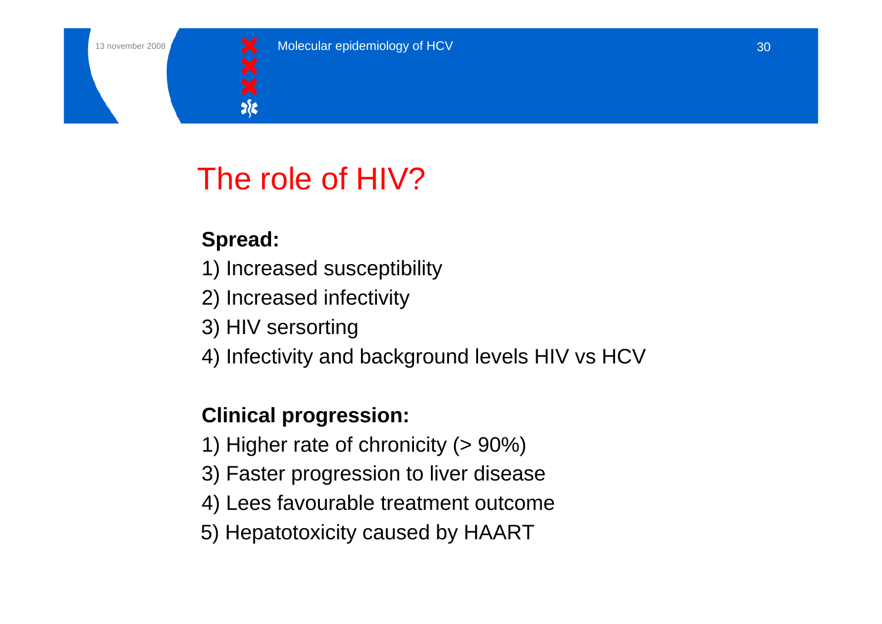# The role of HIV?

**Spread:**

1) Increased susceptibility
2) Increased infectivity
3) HIV sersorting
4) Infectivity and background levels HIV vs HCV

**Clinical progression:**

1) Higher rate of chronicity (> 90%)
3) Faster progression to liver disease
4) Lees favourable treatment outcome
5) Hepatotoxicity caused by HAART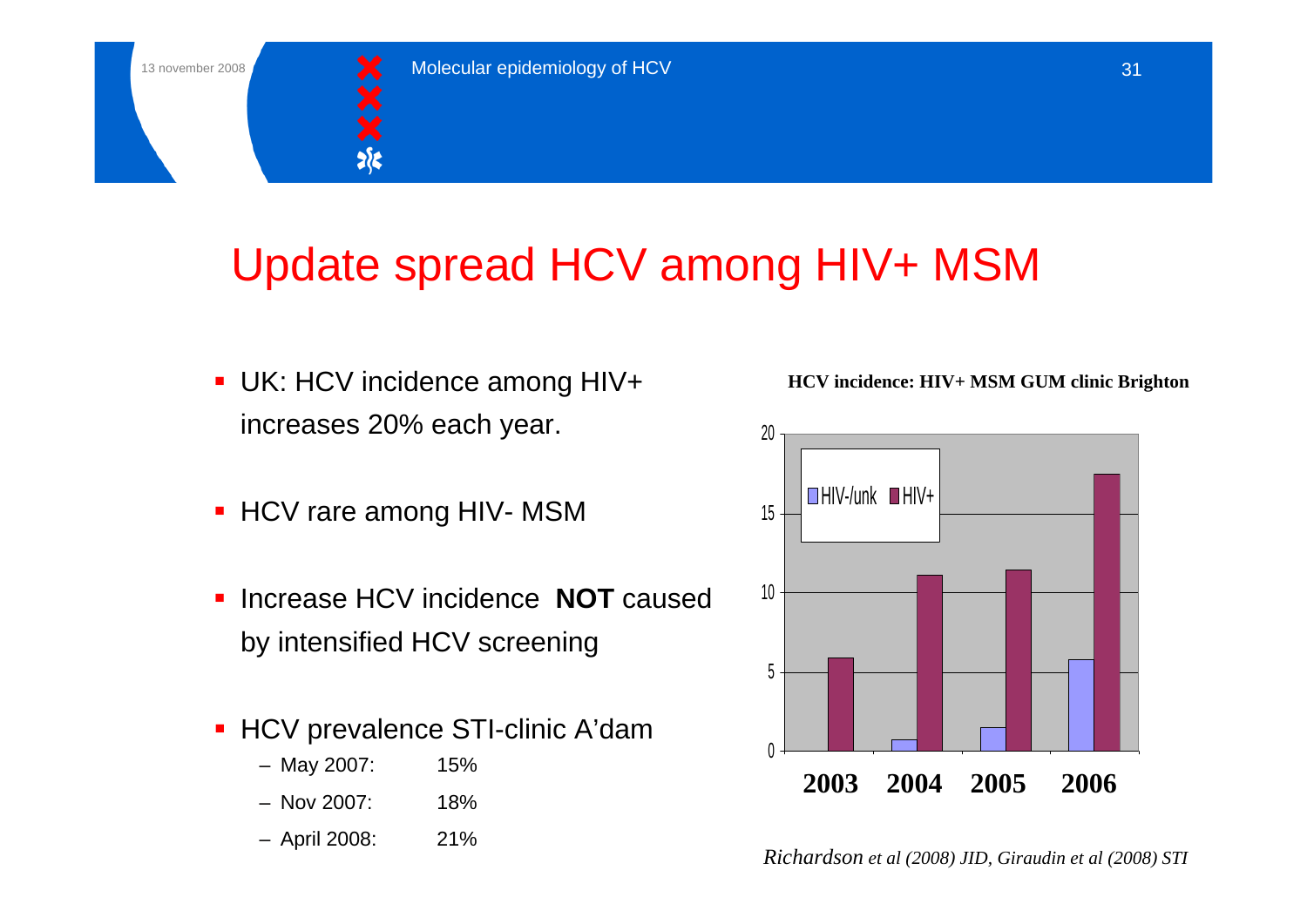# Update spread HCV among HIV+ MSM

- UK: HCV incidence among HIV+ increases 20% each year.
- HCV rare among HIV- MSM
- Increase HCV incidence **NOT** caused by intensified HCV screening
- HCV prevalence STI-clinic A'dam
  - May 2007: 15%
  - Nov 2007: 18%
  - April 2008: 21%

**HCV incidence: HIV+ MSM GUM clinic Brighton**

| Year | HIV-/unk | HIV+ |
| --- | --- | --- |
| 2003 | 0 | ~5.9 |
| 2004 | ~0.7 | ~11.1 |
| 2005 | ~1.5 | ~11.5 |
| 2006 | ~5.8 | ~17.5 |

*Richardson et al (2008) JID, Giraudin et al (2008) STI*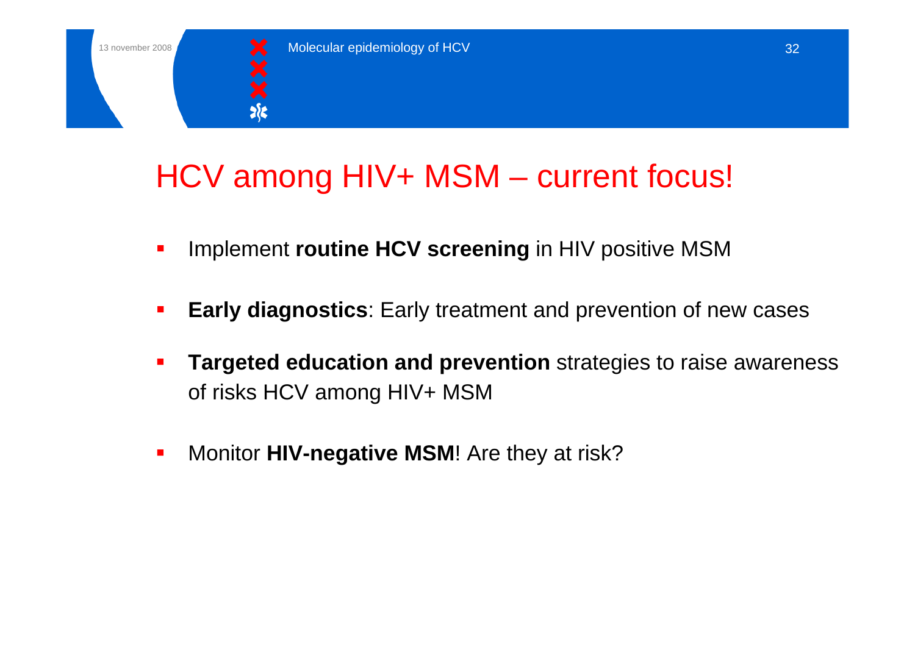# HCV among HIV+ MSM – current focus!

- Implement **routine HCV screening** in HIV positive MSM
- **Early diagnostics**: Early treatment and prevention of new cases
- **Targeted education and prevention** strategies to raise awareness of risks HCV among HIV+ MSM
- Monitor **HIV-negative MSM**! Are they at risk?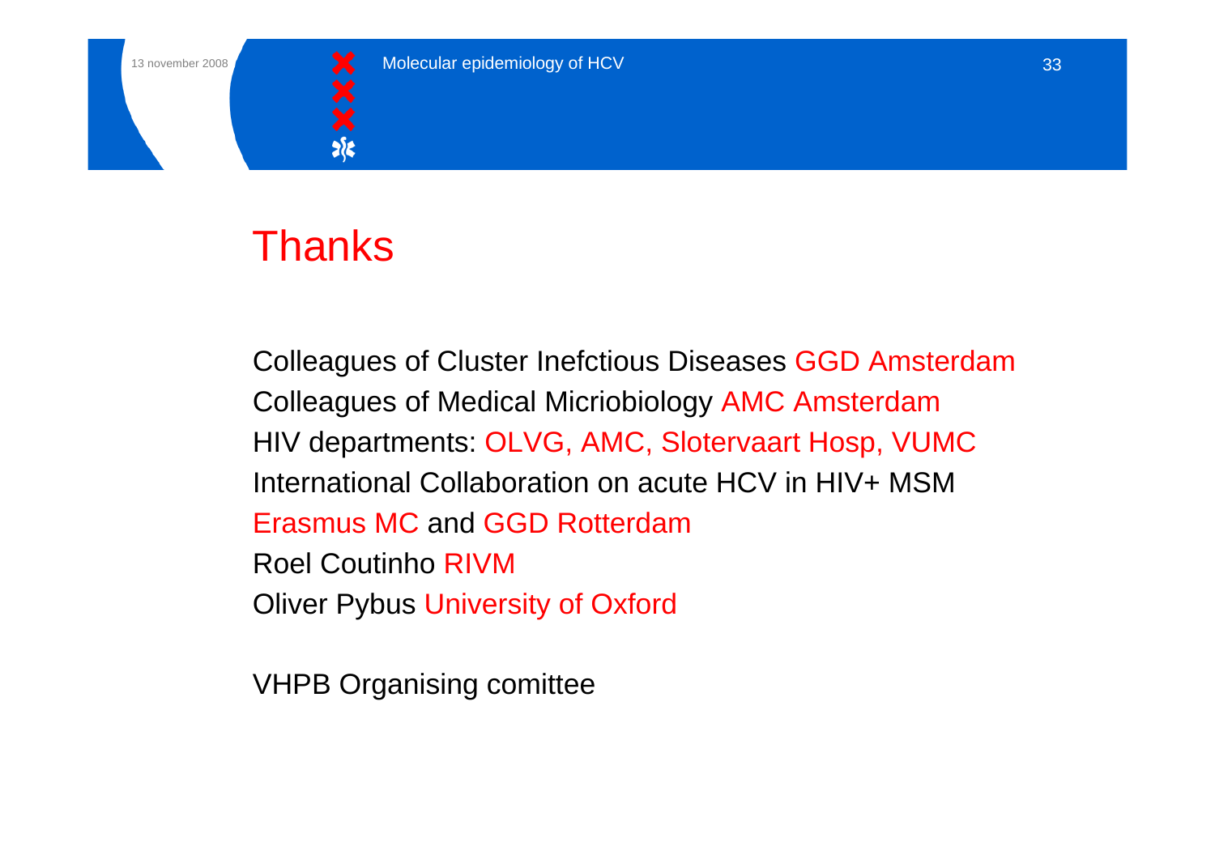# Thanks

Colleagues of Cluster Inefctious Diseases GGD Amsterdam
Colleagues of Medical Micriobiology AMC Amsterdam
HIV departments: OLVG, AMC, Slotervaart Hosp, VUMC
International Collaboration on acute HCV in HIV+ MSM
Erasmus MC and GGD Rotterdam
Roel Coutinho RIVM
Oliver Pybus University of Oxford

VHPB Organising comittee